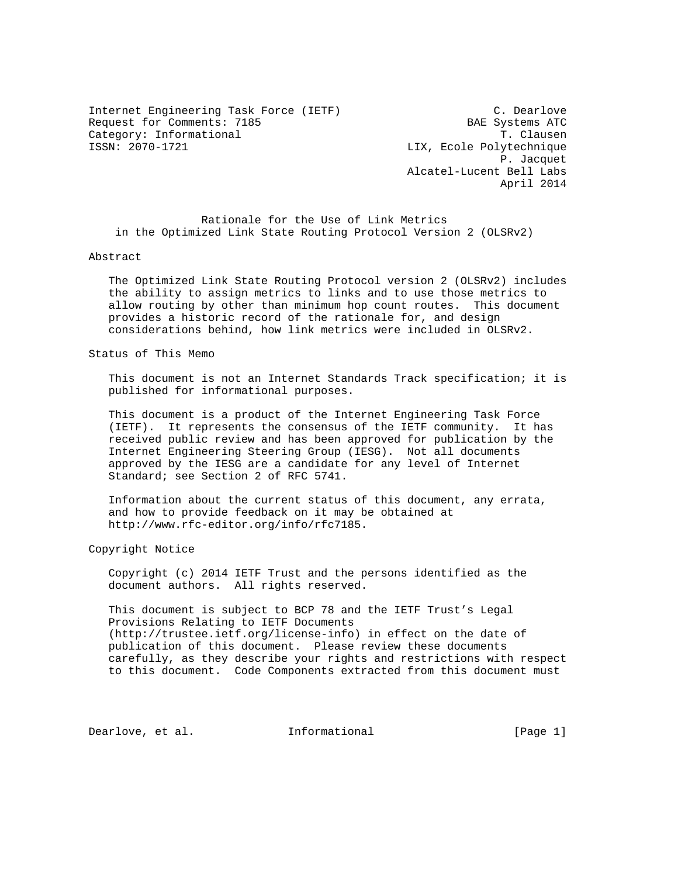Internet Engineering Task Force (IETF)  
Request for Comments: 7185  
Category: Informational  
ISSN: 2070-1721

C. Dearlove  
BAE Systems ATC  
T. Clausen  
LIX, Ecole Polytechnique  
P. Jacquet  
Alcatel-Lucent Bell Labs  
April 2014

# Rationale for the Use of Link Metrics in the Optimized Link State Routing Protocol Version 2 (OLSRv2)

## Abstract

The Optimized Link State Routing Protocol version 2 (OLSRv2) includes the ability to assign metrics to links and to use those metrics to allow routing by other than minimum hop count routes. This document provides a historic record of the rationale for, and design considerations behind, how link metrics were included in OLSRv2.

## Status of This Memo

This document is not an Internet Standards Track specification; it is published for informational purposes.

This document is a product of the Internet Engineering Task Force (IETF). It represents the consensus of the IETF community. It has received public review and has been approved for publication by the Internet Engineering Steering Group (IESG). Not all documents approved by the IESG are a candidate for any level of Internet Standard; see Section 2 of RFC 5741.

Information about the current status of this document, any errata, and how to provide feedback on it may be obtained at http://www.rfc-editor.org/info/rfc7185.

## Copyright Notice

Copyright (c) 2014 IETF Trust and the persons identified as the document authors. All rights reserved.

This document is subject to BCP 78 and the IETF Trust's Legal Provisions Relating to IETF Documents (http://trustee.ietf.org/license-info) in effect on the date of publication of this document. Please review these documents carefully, as they describe your rights and restrictions with respect to this document. Code Components extracted from this document must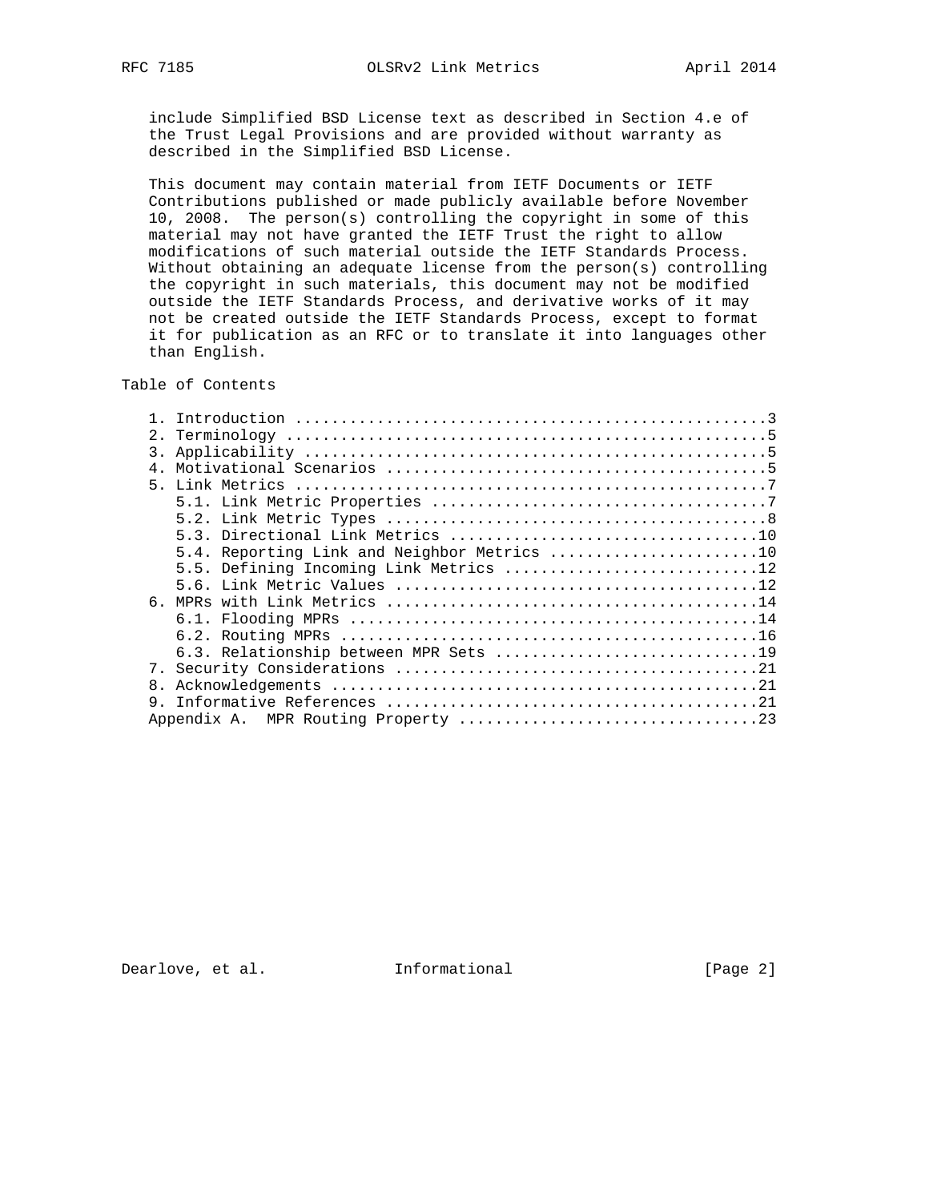include Simplified BSD License text as described in Section 4.e of the Trust Legal Provisions and are provided without warranty as described in the Simplified BSD License.

This document may contain material from IETF Documents or IETF Contributions published or made publicly available before November 10, 2008. The person(s) controlling the copyright in some of this material may not have granted the IETF Trust the right to allow modifications of such material outside the IETF Standards Process. Without obtaining an adequate license from the person(s) controlling the copyright in such materials, this document may not be modified outside the IETF Standards Process, and derivative works of it may not be created outside the IETF Standards Process, except to format it for publication as an RFC or to translate it into languages other than English.

## Table of Contents

```
   1. Introduction ....................................................3
   2. Terminology .....................................................5
   3. Applicability ...................................................5
   4. Motivational Scenarios ..........................................5
   5. Link Metrics ....................................................7
      5.1. Link Metric Properties .....................................7
      5.2. Link Metric Types ..........................................8
      5.3. Directional Link Metrics ..................................10
      5.4. Reporting Link and Neighbor Metrics .......................10
      5.5. Defining Incoming Link Metrics ............................12
      5.6. Link Metric Values ........................................12
   6. MPRs with Link Metrics .........................................14
      6.1. Flooding MPRs .............................................14
      6.2. Routing MPRs ..............................................16
      6.3. Relationship between MPR Sets .............................19
   7. Security Considerations ........................................21
   8. Acknowledgements ...............................................21
   9. Informative References .........................................21
   Appendix A.  MPR Routing Property .................................23
```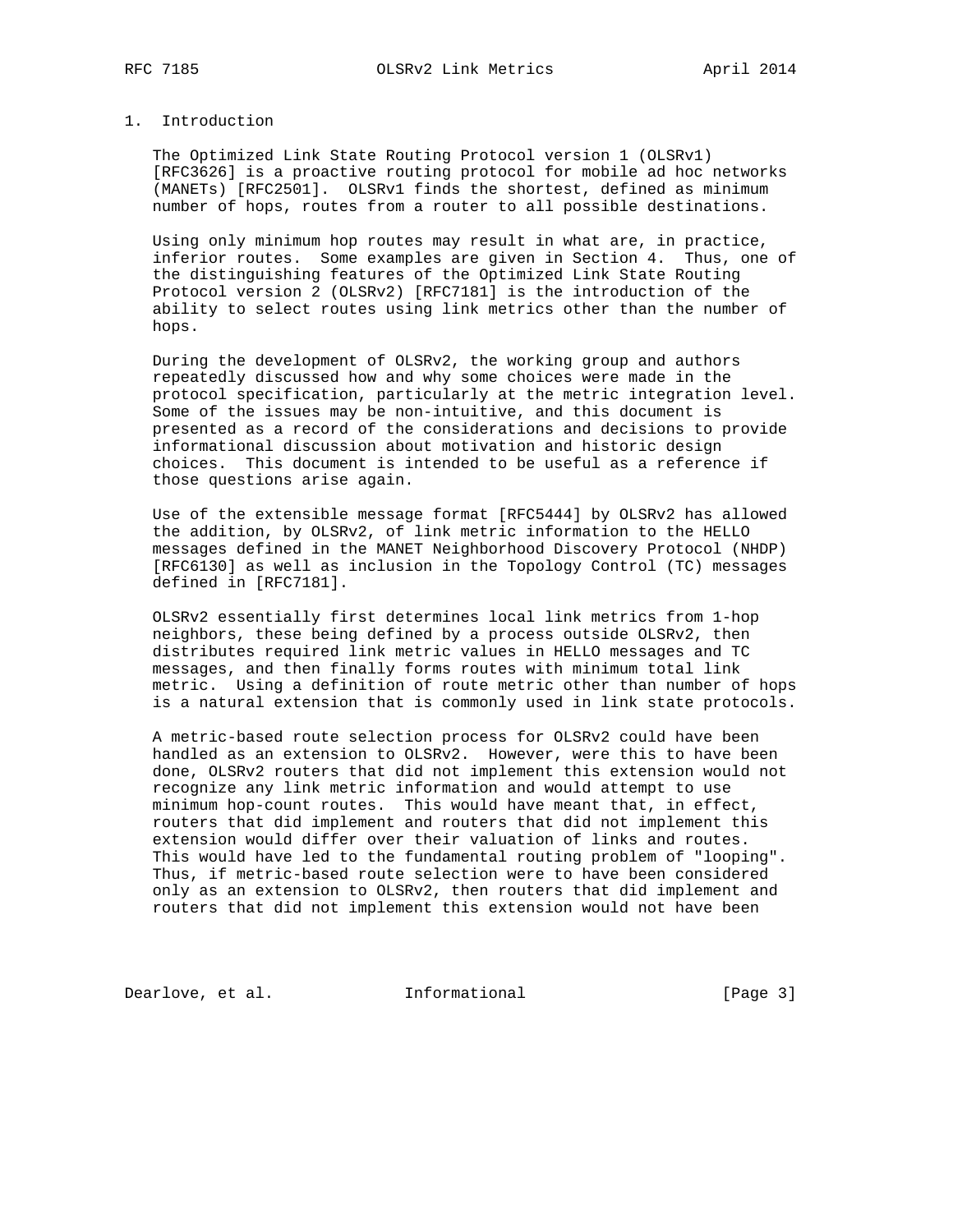## 1. Introduction

The Optimized Link State Routing Protocol version 1 (OLSRv1) [RFC3626] is a proactive routing protocol for mobile ad hoc networks (MANETs) [RFC2501]. OLSRv1 finds the shortest, defined as minimum number of hops, routes from a router to all possible destinations.

Using only minimum hop routes may result in what are, in practice, inferior routes. Some examples are given in Section 4. Thus, one of the distinguishing features of the Optimized Link State Routing Protocol version 2 (OLSRv2) [RFC7181] is the introduction of the ability to select routes using link metrics other than the number of hops.

During the development of OLSRv2, the working group and authors repeatedly discussed how and why some choices were made in the protocol specification, particularly at the metric integration level. Some of the issues may be non-intuitive, and this document is presented as a record of the considerations and decisions to provide informational discussion about motivation and historic design choices. This document is intended to be useful as a reference if those questions arise again.

Use of the extensible message format [RFC5444] by OLSRv2 has allowed the addition, by OLSRv2, of link metric information to the HELLO messages defined in the MANET Neighborhood Discovery Protocol (NHDP) [RFC6130] as well as inclusion in the Topology Control (TC) messages defined in [RFC7181].

OLSRv2 essentially first determines local link metrics from 1-hop neighbors, these being defined by a process outside OLSRv2, then distributes required link metric values in HELLO messages and TC messages, and then finally forms routes with minimum total link metric. Using a definition of route metric other than number of hops is a natural extension that is commonly used in link state protocols.

A metric-based route selection process for OLSRv2 could have been handled as an extension to OLSRv2. However, were this to have been done, OLSRv2 routers that did not implement this extension would not recognize any link metric information and would attempt to use minimum hop-count routes. This would have meant that, in effect, routers that did implement and routers that did not implement this extension would differ over their valuation of links and routes. This would have led to the fundamental routing problem of "looping". Thus, if metric-based route selection were to have been considered only as an extension to OLSRv2, then routers that did implement and routers that did not implement this extension would not have been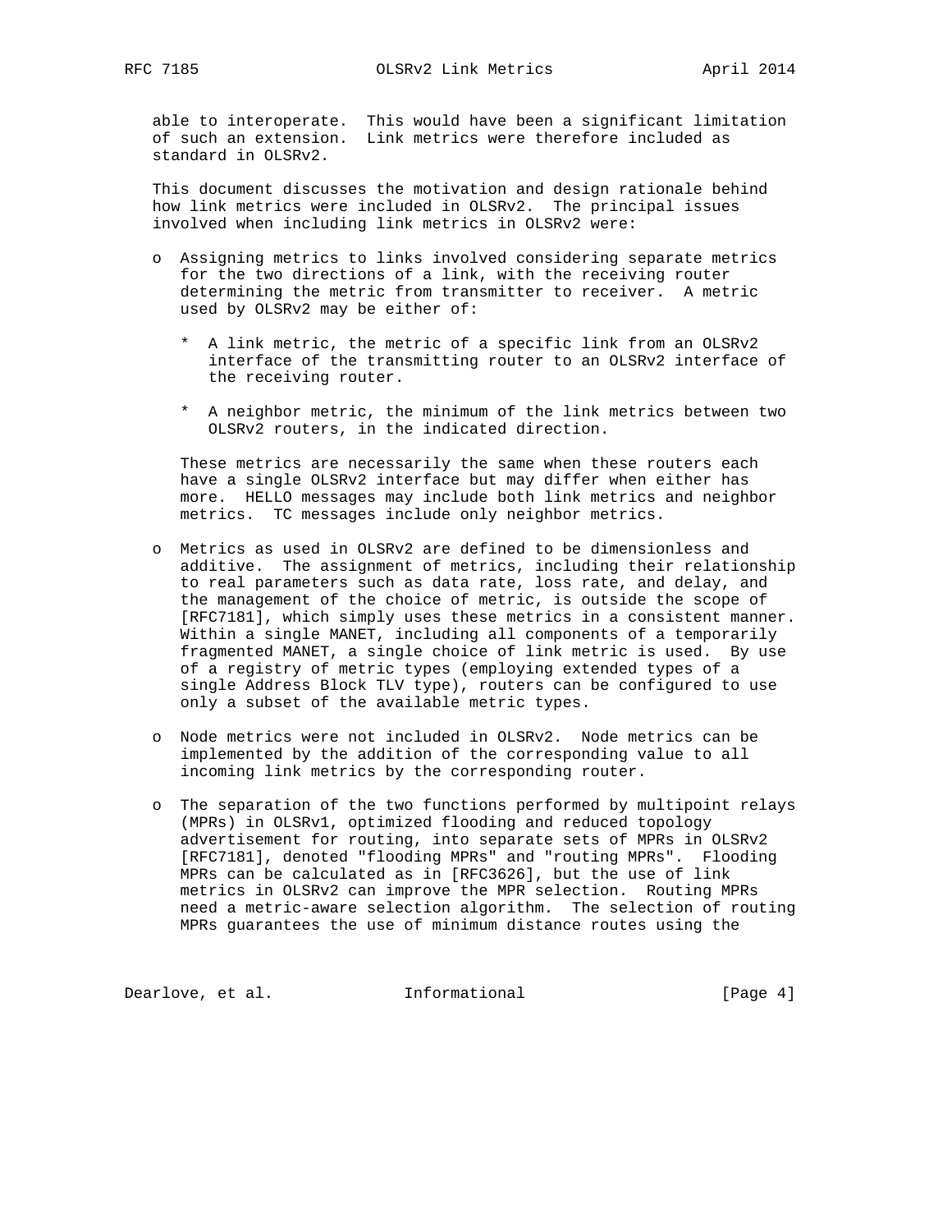able to interoperate. This would have been a significant limitation of such an extension. Link metrics were therefore included as standard in OLSRv2.

This document discusses the motivation and design rationale behind how link metrics were included in OLSRv2. The principal issues involved when including link metrics in OLSRv2 were:

- Assigning metrics to links involved considering separate metrics for the two directions of a link, with the receiving router determining the metric from transmitter to receiver. A metric used by OLSRv2 may be either of:

  * A link metric, the metric of a specific link from an OLSRv2 interface of the transmitting router to an OLSRv2 interface of the receiving router.

  * A neighbor metric, the minimum of the link metrics between two OLSRv2 routers, in the indicated direction.

  These metrics are necessarily the same when these routers each have a single OLSRv2 interface but may differ when either has more. HELLO messages may include both link metrics and neighbor metrics. TC messages include only neighbor metrics.

- Metrics as used in OLSRv2 are defined to be dimensionless and additive. The assignment of metrics, including their relationship to real parameters such as data rate, loss rate, and delay, and the management of the choice of metric, is outside the scope of [RFC7181], which simply uses these metrics in a consistent manner. Within a single MANET, including all components of a temporarily fragmented MANET, a single choice of link metric is used. By use of a registry of metric types (employing extended types of a single Address Block TLV type), routers can be configured to use only a subset of the available metric types.

- Node metrics were not included in OLSRv2. Node metrics can be implemented by the addition of the corresponding value to all incoming link metrics by the corresponding router.

- The separation of the two functions performed by multipoint relays (MPRs) in OLSRv1, optimized flooding and reduced topology advertisement for routing, into separate sets of MPRs in OLSRv2 [RFC7181], denoted "flooding MPRs" and "routing MPRs". Flooding MPRs can be calculated as in [RFC3626], but the use of link metrics in OLSRv2 can improve the MPR selection. Routing MPRs need a metric-aware selection algorithm. The selection of routing MPRs guarantees the use of minimum distance routes using the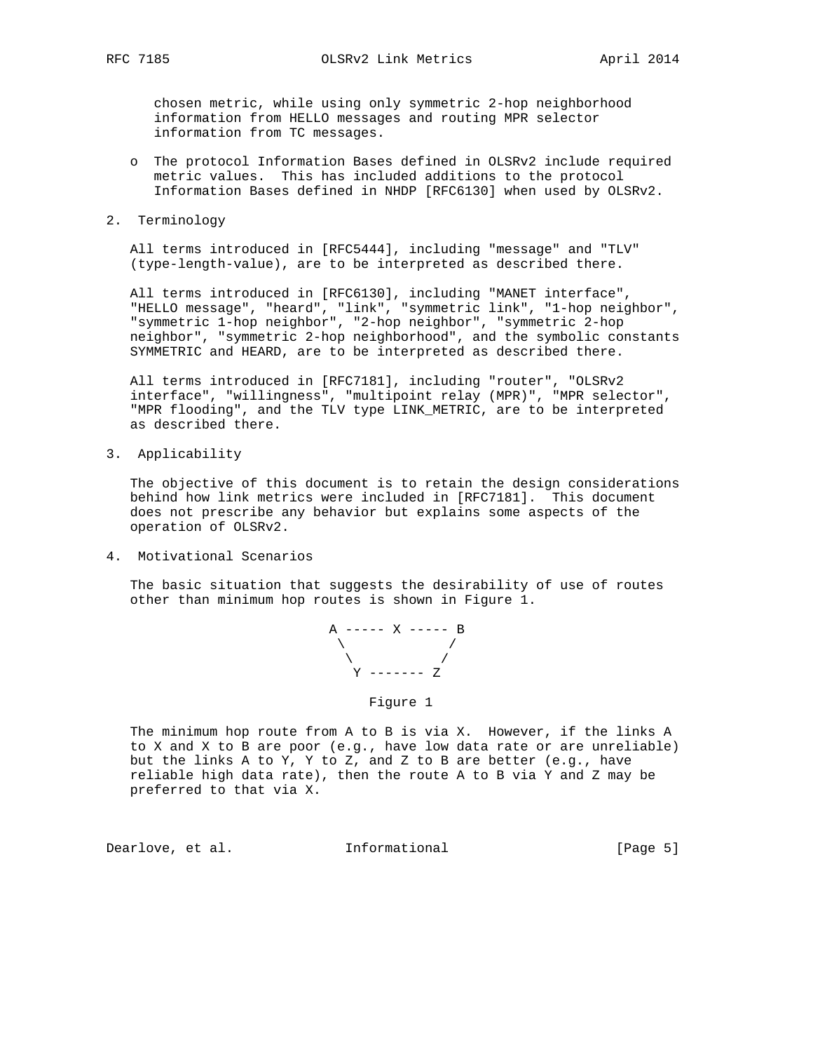chosen metric, while using only symmetric 2-hop neighborhood information from HELLO messages and routing MPR selector information from TC messages.

- The protocol Information Bases defined in OLSRv2 include required metric values. This has included additions to the protocol Information Bases defined in NHDP [RFC6130] when used by OLSRv2.

## 2. Terminology

All terms introduced in [RFC5444], including "message" and "TLV" (type-length-value), are to be interpreted as described there.

All terms introduced in [RFC6130], including "MANET interface", "HELLO message", "heard", "link", "symmetric link", "1-hop neighbor", "symmetric 1-hop neighbor", "2-hop neighbor", "symmetric 2-hop neighbor", "symmetric 2-hop neighborhood", and the symbolic constants SYMMETRIC and HEARD, are to be interpreted as described there.

All terms introduced in [RFC7181], including "router", "OLSRv2 interface", "willingness", "multipoint relay (MPR)", "MPR selector", "MPR flooding", and the TLV type LINK_METRIC, are to be interpreted as described there.

## 3. Applicability

The objective of this document is to retain the design considerations behind how link metrics were included in [RFC7181]. This document does not prescribe any behavior but explains some aspects of the operation of OLSRv2.

## 4. Motivational Scenarios

The basic situation that suggests the desirability of use of routes other than minimum hop routes is shown in Figure 1.

```
A ----- X ----- B
 \             /
  \           /
   Y ------- Z
```

Figure 1

The minimum hop route from A to B is via X. However, if the links A to X and X to B are poor (e.g., have low data rate or are unreliable) but the links A to Y, Y to Z, and Z to B are better (e.g., have reliable high data rate), then the route A to B via Y and Z may be preferred to that via X.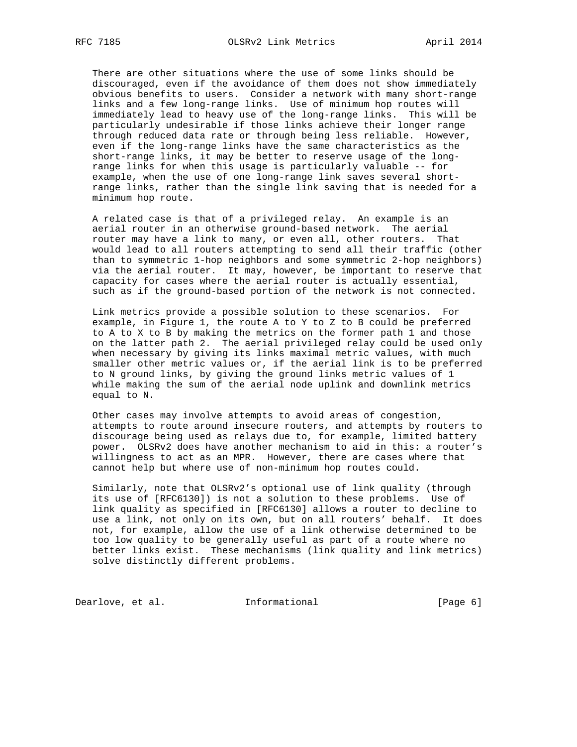There are other situations where the use of some links should be discouraged, even if the avoidance of them does not show immediately obvious benefits to users. Consider a network with many short-range links and a few long-range links. Use of minimum hop routes will immediately lead to heavy use of the long-range links. This will be particularly undesirable if those links achieve their longer range through reduced data rate or through being less reliable. However, even if the long-range links have the same characteristics as the short-range links, it may be better to reserve usage of the long-range links for when this usage is particularly valuable -- for example, when the use of one long-range link saves several short-range links, rather than the single link saving that is needed for a minimum hop route.

A related case is that of a privileged relay. An example is an aerial router in an otherwise ground-based network. The aerial router may have a link to many, or even all, other routers. That would lead to all routers attempting to send all their traffic (other than to symmetric 1-hop neighbors and some symmetric 2-hop neighbors) via the aerial router. It may, however, be important to reserve that capacity for cases where the aerial router is actually essential, such as if the ground-based portion of the network is not connected.

Link metrics provide a possible solution to these scenarios. For example, in Figure 1, the route A to Y to Z to B could be preferred to A to X to B by making the metrics on the former path 1 and those on the latter path 2. The aerial privileged relay could be used only when necessary by giving its links maximal metric values, with much smaller other metric values or, if the aerial link is to be preferred to N ground links, by giving the ground links metric values of 1 while making the sum of the aerial node uplink and downlink metrics equal to N.

Other cases may involve attempts to avoid areas of congestion, attempts to route around insecure routers, and attempts by routers to discourage being used as relays due to, for example, limited battery power. OLSRv2 does have another mechanism to aid in this: a router's willingness to act as an MPR. However, there are cases where that cannot help but where use of non-minimum hop routes could.

Similarly, note that OLSRv2's optional use of link quality (through its use of [RFC6130]) is not a solution to these problems. Use of link quality as specified in [RFC6130] allows a router to decline to use a link, not only on its own, but on all routers' behalf. It does not, for example, allow the use of a link otherwise determined to be too low quality to be generally useful as part of a route where no better links exist. These mechanisms (link quality and link metrics) solve distinctly different problems.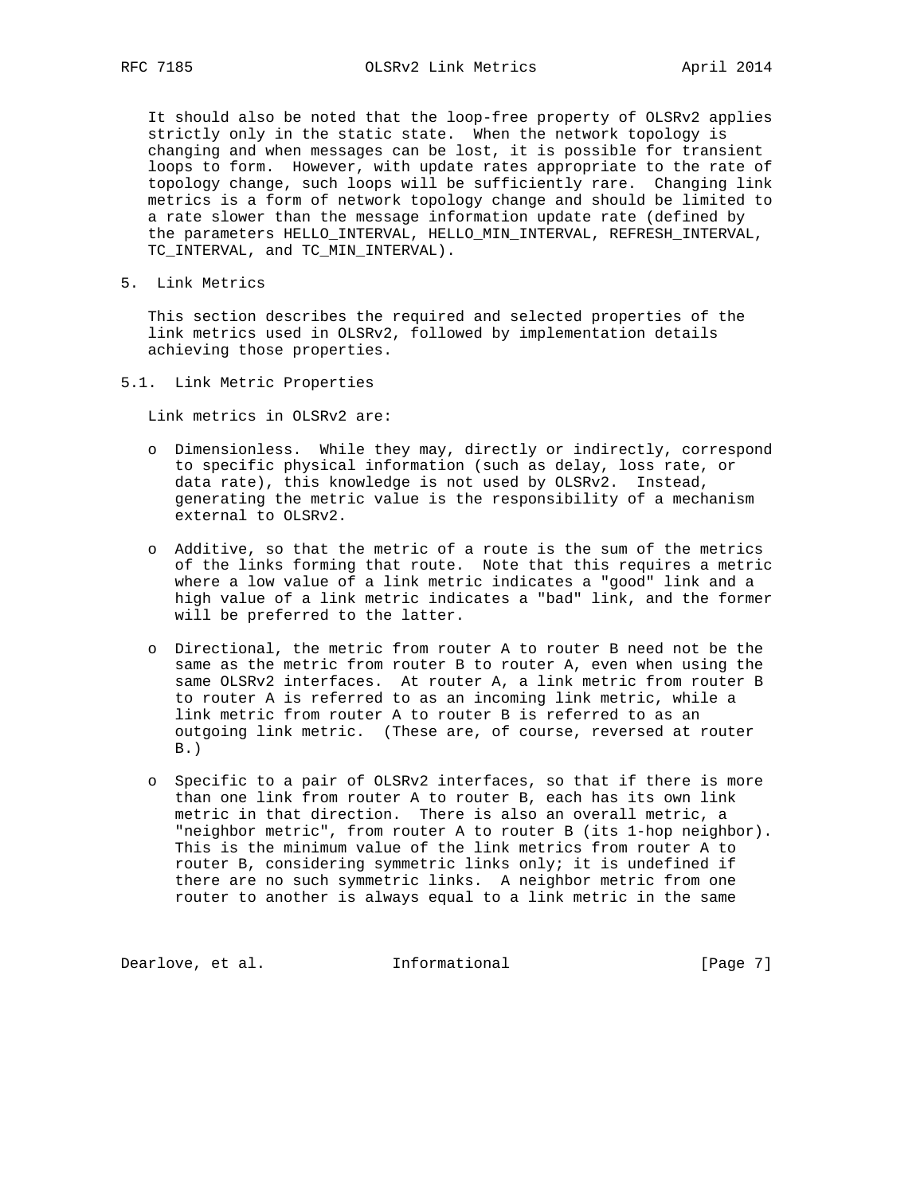It should also be noted that the loop-free property of OLSRv2 applies strictly only in the static state. When the network topology is changing and when messages can be lost, it is possible for transient loops to form. However, with update rates appropriate to the rate of topology change, such loops will be sufficiently rare. Changing link metrics is a form of network topology change and should be limited to a rate slower than the message information update rate (defined by the parameters HELLO_INTERVAL, HELLO_MIN_INTERVAL, REFRESH_INTERVAL, TC_INTERVAL, and TC_MIN_INTERVAL).

## 5. Link Metrics

This section describes the required and selected properties of the link metrics used in OLSRv2, followed by implementation details achieving those properties.

### 5.1. Link Metric Properties

Link metrics in OLSRv2 are:

- Dimensionless. While they may, directly or indirectly, correspond to specific physical information (such as delay, loss rate, or data rate), this knowledge is not used by OLSRv2. Instead, generating the metric value is the responsibility of a mechanism external to OLSRv2.

- Additive, so that the metric of a route is the sum of the metrics of the links forming that route. Note that this requires a metric where a low value of a link metric indicates a "good" link and a high value of a link metric indicates a "bad" link, and the former will be preferred to the latter.

- Directional, the metric from router A to router B need not be the same as the metric from router B to router A, even when using the same OLSRv2 interfaces. At router A, a link metric from router B to router A is referred to as an incoming link metric, while a link metric from router A to router B is referred to as an outgoing link metric. (These are, of course, reversed at router B.)

- Specific to a pair of OLSRv2 interfaces, so that if there is more than one link from router A to router B, each has its own link metric in that direction. There is also an overall metric, a "neighbor metric", from router A to router B (its 1-hop neighbor). This is the minimum value of the link metrics from router A to router B, considering symmetric links only; it is undefined if there are no such symmetric links. A neighbor metric from one router to another is always equal to a link metric in the same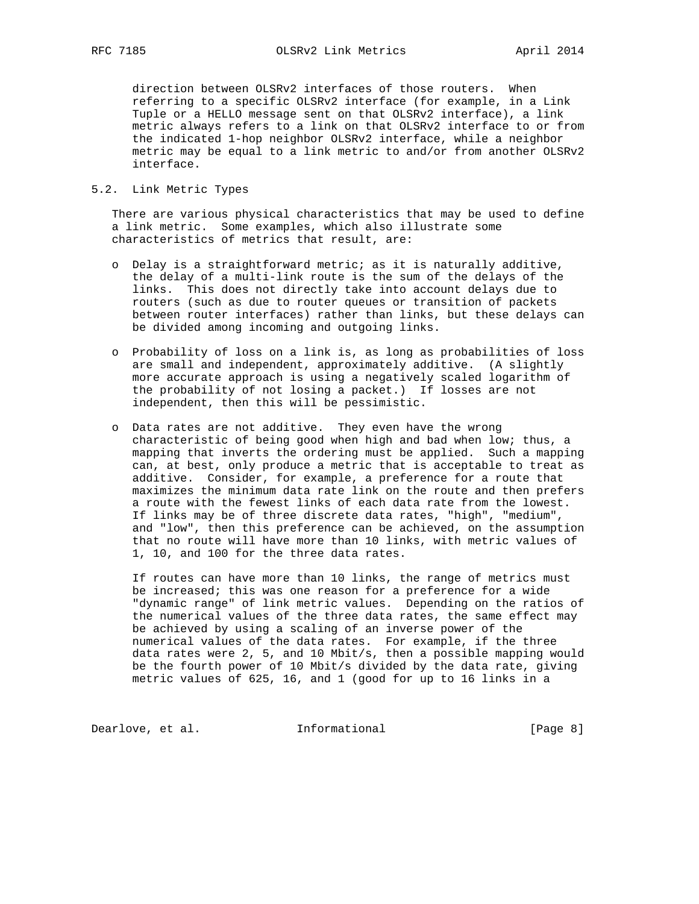direction between OLSRv2 interfaces of those routers. When referring to a specific OLSRv2 interface (for example, in a Link Tuple or a HELLO message sent on that OLSRv2 interface), a link metric always refers to a link on that OLSRv2 interface to or from the indicated 1-hop neighbor OLSRv2 interface, while a neighbor metric may be equal to a link metric to and/or from another OLSRv2 interface.

## 5.2. Link Metric Types

There are various physical characteristics that may be used to define a link metric. Some examples, which also illustrate some characteristics of metrics that result, are:

- Delay is a straightforward metric; as it is naturally additive, the delay of a multi-link route is the sum of the delays of the links. This does not directly take into account delays due to routers (such as due to router queues or transition of packets between router interfaces) rather than links, but these delays can be divided among incoming and outgoing links.

- Probability of loss on a link is, as long as probabilities of loss are small and independent, approximately additive. (A slightly more accurate approach is using a negatively scaled logarithm of the probability of not losing a packet.) If losses are not independent, then this will be pessimistic.

- Data rates are not additive. They even have the wrong characteristic of being good when high and bad when low; thus, a mapping that inverts the ordering must be applied. Such a mapping can, at best, only produce a metric that is acceptable to treat as additive. Consider, for example, a preference for a route that maximizes the minimum data rate link on the route and then prefers a route with the fewest links of each data rate from the lowest. If links may be of three discrete data rates, "high", "medium", and "low", then this preference can be achieved, on the assumption that no route will have more than 10 links, with metric values of 1, 10, and 100 for the three data rates.

  If routes can have more than 10 links, the range of metrics must be increased; this was one reason for a preference for a wide "dynamic range" of link metric values. Depending on the ratios of the numerical values of the three data rates, the same effect may be achieved by using a scaling of an inverse power of the numerical values of the data rates. For example, if the three data rates were 2, 5, and 10 Mbit/s, then a possible mapping would be the fourth power of 10 Mbit/s divided by the data rate, giving metric values of 625, 16, and 1 (good for up to 16 links in a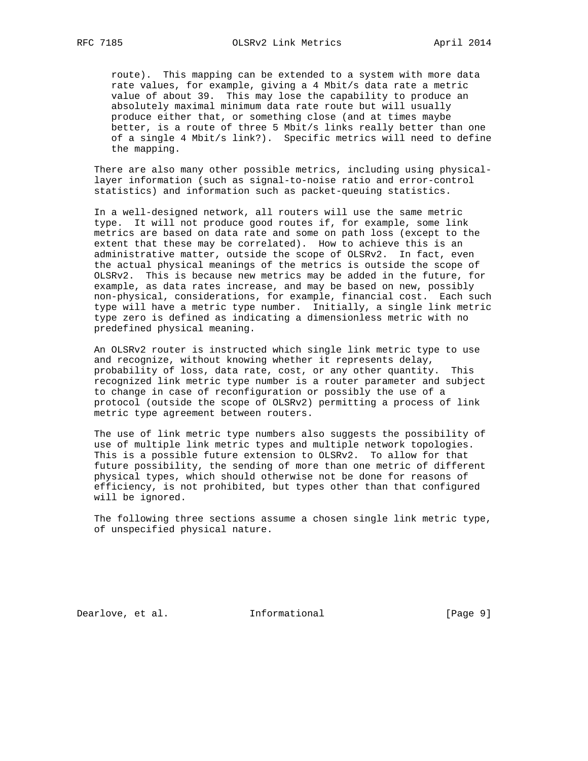route). This mapping can be extended to a system with more data rate values, for example, giving a 4 Mbit/s data rate a metric value of about 39. This may lose the capability to produce an absolutely maximal minimum data rate route but will usually produce either that, or something close (and at times maybe better, is a route of three 5 Mbit/s links really better than one of a single 4 Mbit/s link?). Specific metrics will need to define the mapping.

There are also many other possible metrics, including using physical-layer information (such as signal-to-noise ratio and error-control statistics) and information such as packet-queuing statistics.

In a well-designed network, all routers will use the same metric type. It will not produce good routes if, for example, some link metrics are based on data rate and some on path loss (except to the extent that these may be correlated). How to achieve this is an administrative matter, outside the scope of OLSRv2. In fact, even the actual physical meanings of the metrics is outside the scope of OLSRv2. This is because new metrics may be added in the future, for example, as data rates increase, and may be based on new, possibly non-physical, considerations, for example, financial cost. Each such type will have a metric type number. Initially, a single link metric type zero is defined as indicating a dimensionless metric with no predefined physical meaning.

An OLSRv2 router is instructed which single link metric type to use and recognize, without knowing whether it represents delay, probability of loss, data rate, cost, or any other quantity. This recognized link metric type number is a router parameter and subject to change in case of reconfiguration or possibly the use of a protocol (outside the scope of OLSRv2) permitting a process of link metric type agreement between routers.

The use of link metric type numbers also suggests the possibility of use of multiple link metric types and multiple network topologies. This is a possible future extension to OLSRv2. To allow for that future possibility, the sending of more than one metric of different physical types, which should otherwise not be done for reasons of efficiency, is not prohibited, but types other than that configured will be ignored.

The following three sections assume a chosen single link metric type, of unspecified physical nature.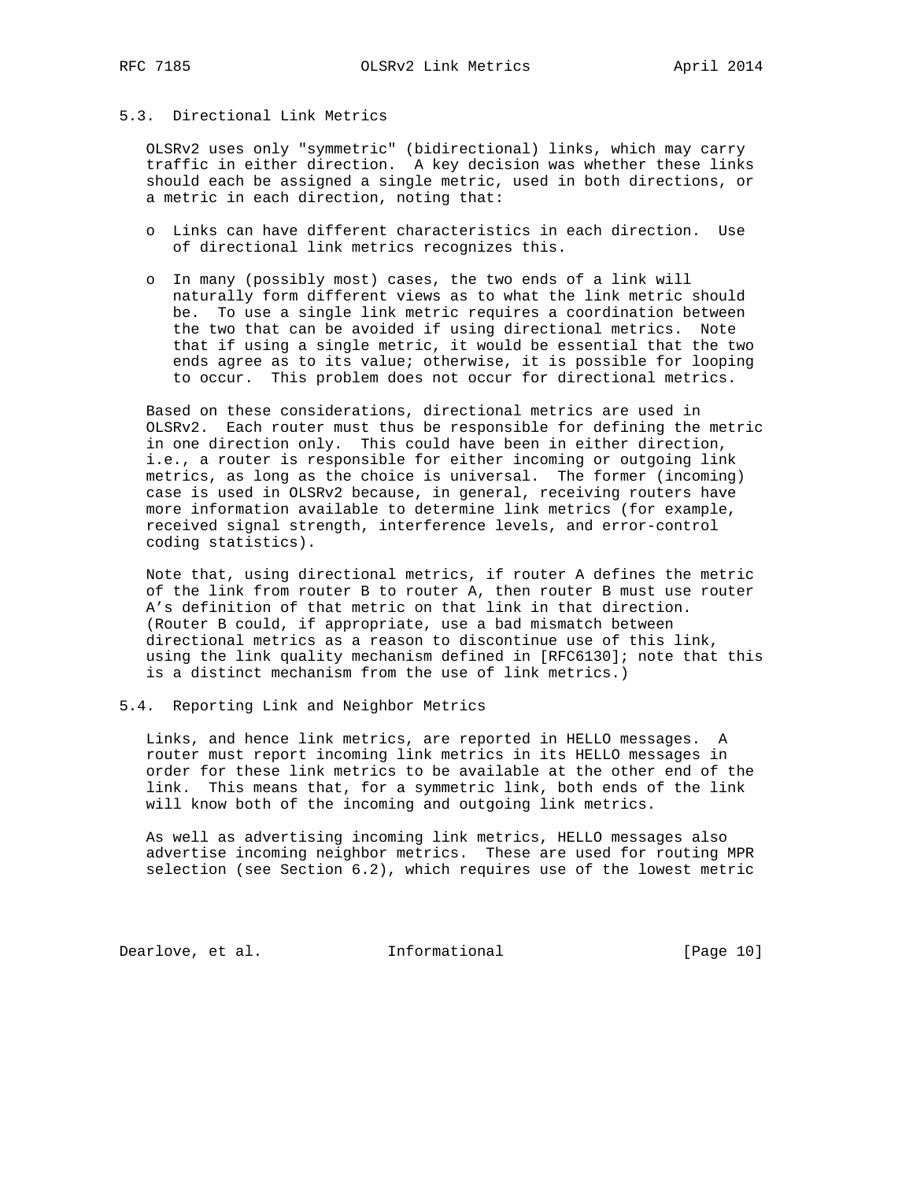## 5.3. Directional Link Metrics

OLSRv2 uses only "symmetric" (bidirectional) links, which may carry traffic in either direction. A key decision was whether these links should each be assigned a single metric, used in both directions, or a metric in each direction, noting that:

- Links can have different characteristics in each direction. Use of directional link metrics recognizes this.
- In many (possibly most) cases, the two ends of a link will naturally form different views as to what the link metric should be. To use a single link metric requires a coordination between the two that can be avoided if using directional metrics. Note that if using a single metric, it would be essential that the two ends agree as to its value; otherwise, it is possible for looping to occur. This problem does not occur for directional metrics.

Based on these considerations, directional metrics are used in OLSRv2. Each router must thus be responsible for defining the metric in one direction only. This could have been in either direction, i.e., a router is responsible for either incoming or outgoing link metrics, as long as the choice is universal. The former (incoming) case is used in OLSRv2 because, in general, receiving routers have more information available to determine link metrics (for example, received signal strength, interference levels, and error-control coding statistics).

Note that, using directional metrics, if router A defines the metric of the link from router B to router A, then router B must use router A's definition of that metric on that link in that direction. (Router B could, if appropriate, use a bad mismatch between directional metrics as a reason to discontinue use of this link, using the link quality mechanism defined in [RFC6130]; note that this is a distinct mechanism from the use of link metrics.)

## 5.4. Reporting Link and Neighbor Metrics

Links, and hence link metrics, are reported in HELLO messages. A router must report incoming link metrics in its HELLO messages in order for these link metrics to be available at the other end of the link. This means that, for a symmetric link, both ends of the link will know both of the incoming and outgoing link metrics.

As well as advertising incoming link metrics, HELLO messages also advertise incoming neighbor metrics. These are used for routing MPR selection (see Section 6.2), which requires use of the lowest metric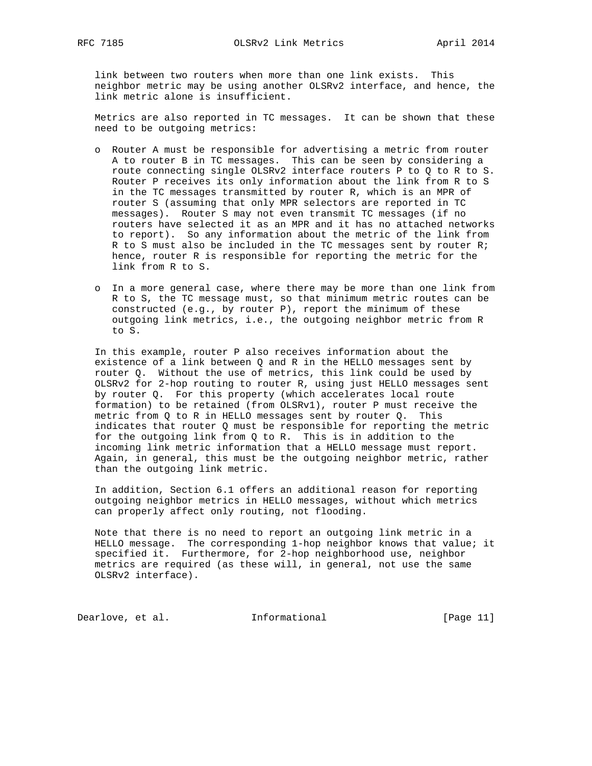link between two routers when more than one link exists. This neighbor metric may be using another OLSRv2 interface, and hence, the link metric alone is insufficient.

Metrics are also reported in TC messages. It can be shown that these need to be outgoing metrics:

- Router A must be responsible for advertising a metric from router A to router B in TC messages. This can be seen by considering a route connecting single OLSRv2 interface routers P to Q to R to S. Router P receives its only information about the link from R to S in the TC messages transmitted by router R, which is an MPR of router S (assuming that only MPR selectors are reported in TC messages). Router S may not even transmit TC messages (if no routers have selected it as an MPR and it has no attached networks to report). So any information about the metric of the link from R to S must also be included in the TC messages sent by router R; hence, router R is responsible for reporting the metric for the link from R to S.

- In a more general case, where there may be more than one link from R to S, the TC message must, so that minimum metric routes can be constructed (e.g., by router P), report the minimum of these outgoing link metrics, i.e., the outgoing neighbor metric from R to S.

In this example, router P also receives information about the existence of a link between Q and R in the HELLO messages sent by router Q. Without the use of metrics, this link could be used by OLSRv2 for 2-hop routing to router R, using just HELLO messages sent by router Q. For this property (which accelerates local route formation) to be retained (from OLSRv1), router P must receive the metric from Q to R in HELLO messages sent by router Q. This indicates that router Q must be responsible for reporting the metric for the outgoing link from Q to R. This is in addition to the incoming link metric information that a HELLO message must report. Again, in general, this must be the outgoing neighbor metric, rather than the outgoing link metric.

In addition, Section 6.1 offers an additional reason for reporting outgoing neighbor metrics in HELLO messages, without which metrics can properly affect only routing, not flooding.

Note that there is no need to report an outgoing link metric in a HELLO message. The corresponding 1-hop neighbor knows that value; it specified it. Furthermore, for 2-hop neighborhood use, neighbor metrics are required (as these will, in general, not use the same OLSRv2 interface).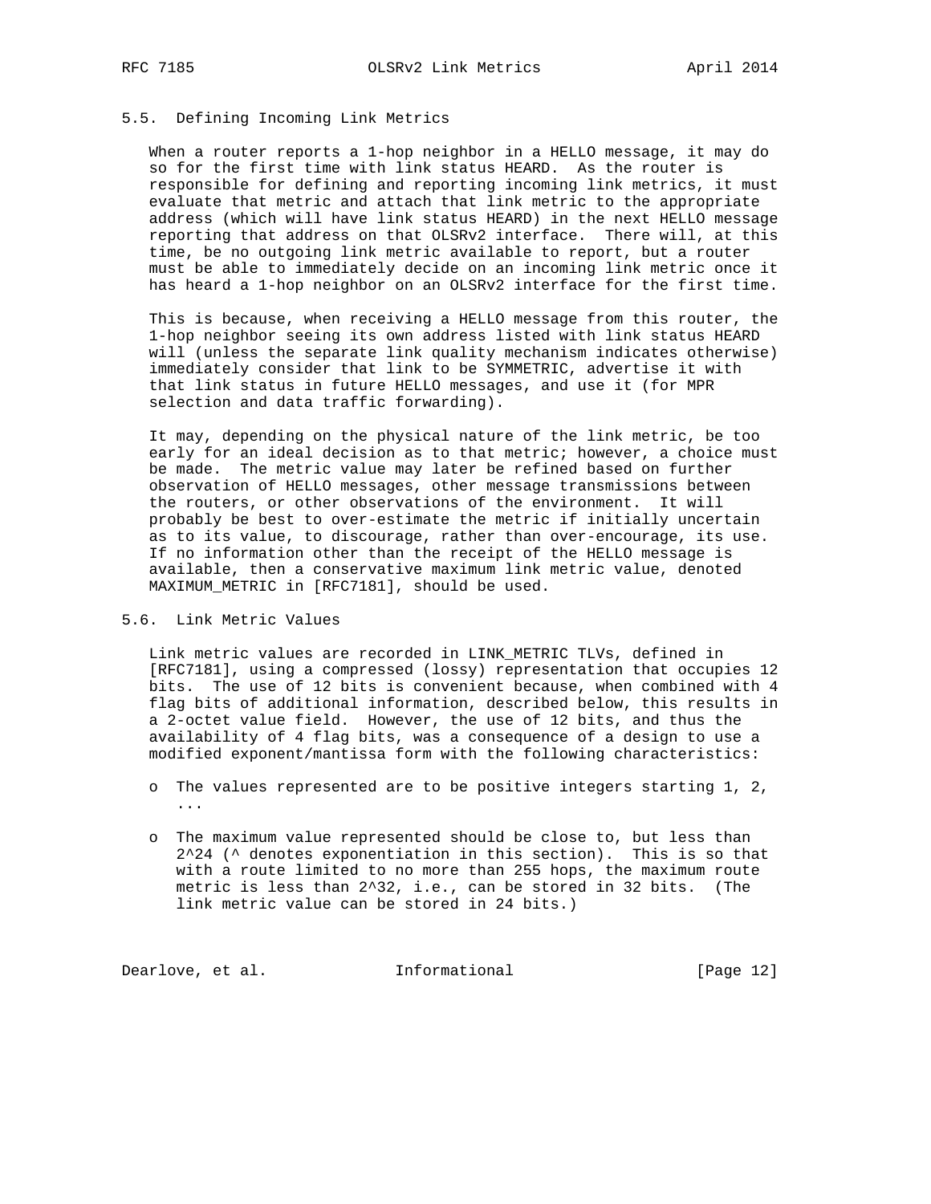### 5.5. Defining Incoming Link Metrics

When a router reports a 1-hop neighbor in a HELLO message, it may do so for the first time with link status HEARD. As the router is responsible for defining and reporting incoming link metrics, it must evaluate that metric and attach that link metric to the appropriate address (which will have link status HEARD) in the next HELLO message reporting that address on that OLSRv2 interface. There will, at this time, be no outgoing link metric available to report, but a router must be able to immediately decide on an incoming link metric once it has heard a 1-hop neighbor on an OLSRv2 interface for the first time.

This is because, when receiving a HELLO message from this router, the 1-hop neighbor seeing its own address listed with link status HEARD will (unless the separate link quality mechanism indicates otherwise) immediately consider that link to be SYMMETRIC, advertise it with that link status in future HELLO messages, and use it (for MPR selection and data traffic forwarding).

It may, depending on the physical nature of the link metric, be too early for an ideal decision as to that metric; however, a choice must be made. The metric value may later be refined based on further observation of HELLO messages, other message transmissions between the routers, or other observations of the environment. It will probably be best to over-estimate the metric if initially uncertain as to its value, to discourage, rather than over-encourage, its use. If no information other than the receipt of the HELLO message is available, then a conservative maximum link metric value, denoted MAXIMUM_METRIC in [RFC7181], should be used.

### 5.6. Link Metric Values

Link metric values are recorded in LINK_METRIC TLVs, defined in [RFC7181], using a compressed (lossy) representation that occupies 12 bits. The use of 12 bits is convenient because, when combined with 4 flag bits of additional information, described below, this results in a 2-octet value field. However, the use of 12 bits, and thus the availability of 4 flag bits, was a consequence of a design to use a modified exponent/mantissa form with the following characteristics:

- The values represented are to be positive integers starting 1, 2, ...

- The maximum value represented should be close to, but less than 2^24 (^ denotes exponentiation in this section). This is so that with a route limited to no more than 255 hops, the maximum route metric is less than 2^32, i.e., can be stored in 32 bits. (The link metric value can be stored in 24 bits.)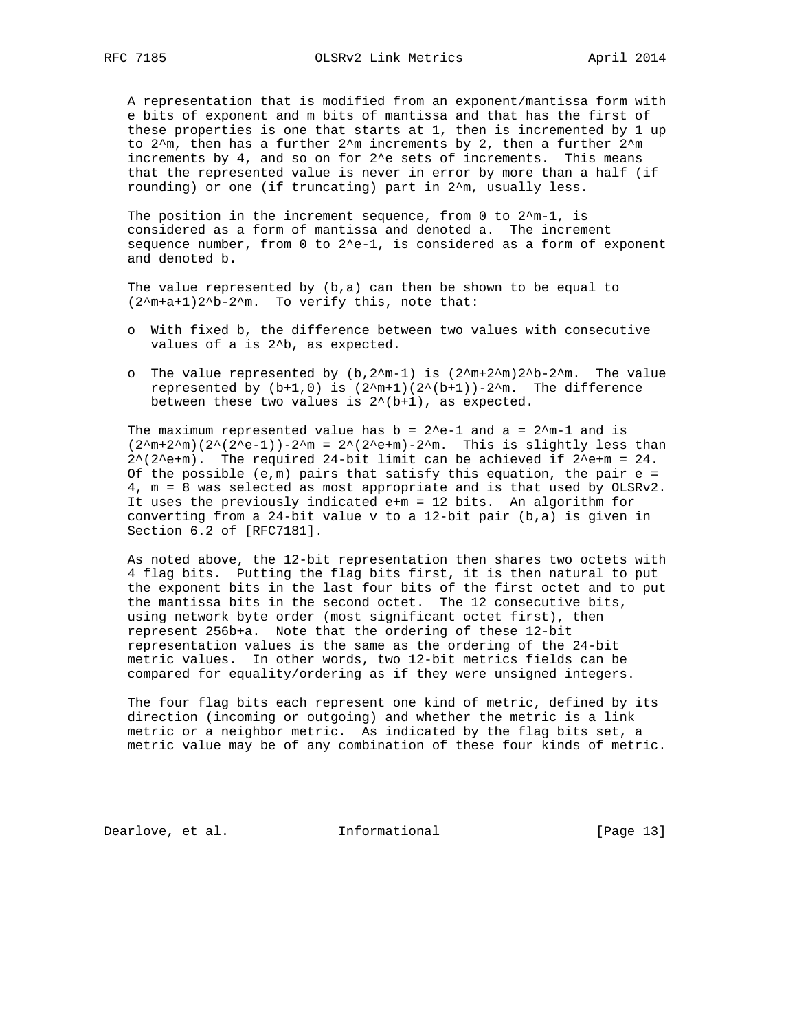A representation that is modified from an exponent/mantissa form with $e$ bits of exponent and $m$ bits of mantissa and that has the first of these properties is one that starts at 1, then is incremented by 1 up to $2^m$, then has a further $2^m$ increments by 2, then a further $2^m$ increments by 4, and so on for $2^e$ sets of increments. This means that the represented value is never in error by more than a half (if rounding) or one (if truncating) part in $2^m$, usually less.

The position in the increment sequence, from 0 to $2^m-1$, is considered as a form of mantissa and denoted a. The increment sequence number, from 0 to $2^e-1$, is considered as a form of exponent and denoted b.

The value represented by (b,a) can then be shown to be equal to $(2^m+a+1)2^b-2^m$. To verify this, note that:

- With fixed b, the difference between two values with consecutive values of a is $2^b$, as expected.
- The value represented by $(b,2^m-1)$ is $(2^m+2^m)2^b-2^m$. The value represented by (b+1,0) is $(2^m+1)(2^{(b+1)})-2^m$. The difference between these two values is $2^{(b+1)}$, as expected.

The maximum represented value has $b = 2^e-1$ and $a = 2^m-1$ and is $(2^m+2^m)(2^{(2^e-1)})-2^m = 2^{(2^e+m)}-2^m$. This is slightly less than $2^{(2^e+m)}$. The required 24-bit limit can be achieved if $2^e+m = 24$. Of the possible (e,m) pairs that satisfy this equation, the pair e = 4, m = 8 was selected as most appropriate and is that used by OLSRv2. It uses the previously indicated e+m = 12 bits. An algorithm for converting from a 24-bit value v to a 12-bit pair (b,a) is given in Section 6.2 of [RFC7181].

As noted above, the 12-bit representation then shares two octets with 4 flag bits. Putting the flag bits first, it is then natural to put the exponent bits in the last four bits of the first octet and to put the mantissa bits in the second octet. The 12 consecutive bits, using network byte order (most significant octet first), then represent 256b+a. Note that the ordering of these 12-bit representation values is the same as the ordering of the 24-bit metric values. In other words, two 12-bit metrics fields can be compared for equality/ordering as if they were unsigned integers.

The four flag bits each represent one kind of metric, defined by its direction (incoming or outgoing) and whether the metric is a link metric or a neighbor metric. As indicated by the flag bits set, a metric value may be of any combination of these four kinds of metric.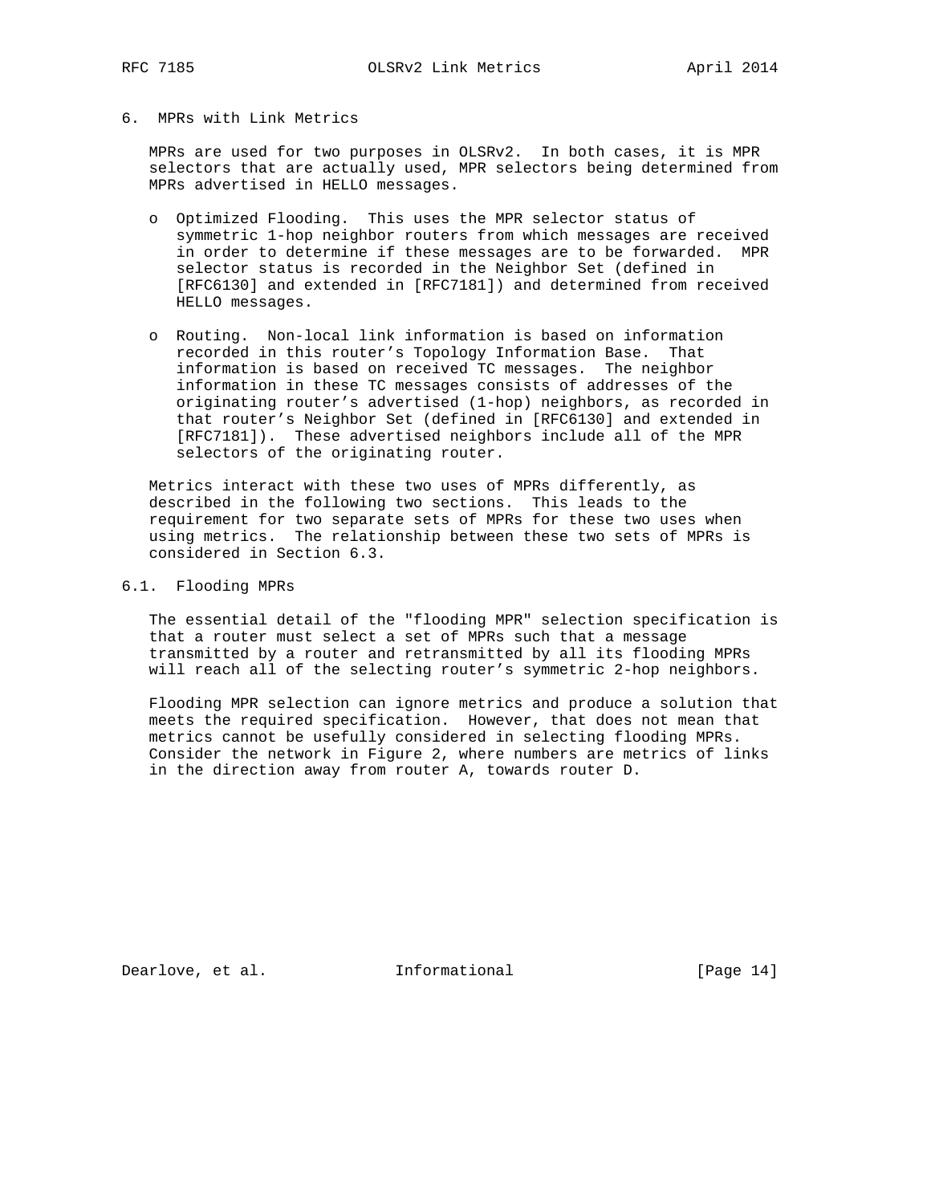## 6. MPRs with Link Metrics

MPRs are used for two purposes in OLSRv2. In both cases, it is MPR selectors that are actually used, MPR selectors being determined from MPRs advertised in HELLO messages.

- Optimized Flooding. This uses the MPR selector status of symmetric 1-hop neighbor routers from which messages are received in order to determine if these messages are to be forwarded. MPR selector status is recorded in the Neighbor Set (defined in [RFC6130] and extended in [RFC7181]) and determined from received HELLO messages.

- Routing. Non-local link information is based on information recorded in this router's Topology Information Base. That information is based on received TC messages. The neighbor information in these TC messages consists of addresses of the originating router's advertised (1-hop) neighbors, as recorded in that router's Neighbor Set (defined in [RFC6130] and extended in [RFC7181]). These advertised neighbors include all of the MPR selectors of the originating router.

Metrics interact with these two uses of MPRs differently, as described in the following two sections. This leads to the requirement for two separate sets of MPRs for these two uses when using metrics. The relationship between these two sets of MPRs is considered in Section 6.3.

### 6.1. Flooding MPRs

The essential detail of the "flooding MPR" selection specification is that a router must select a set of MPRs such that a message transmitted by a router and retransmitted by all its flooding MPRs will reach all of the selecting router's symmetric 2-hop neighbors.

Flooding MPR selection can ignore metrics and produce a solution that meets the required specification. However, that does not mean that metrics cannot be usefully considered in selecting flooding MPRs. Consider the network in Figure 2, where numbers are metrics of links in the direction away from router A, towards router D.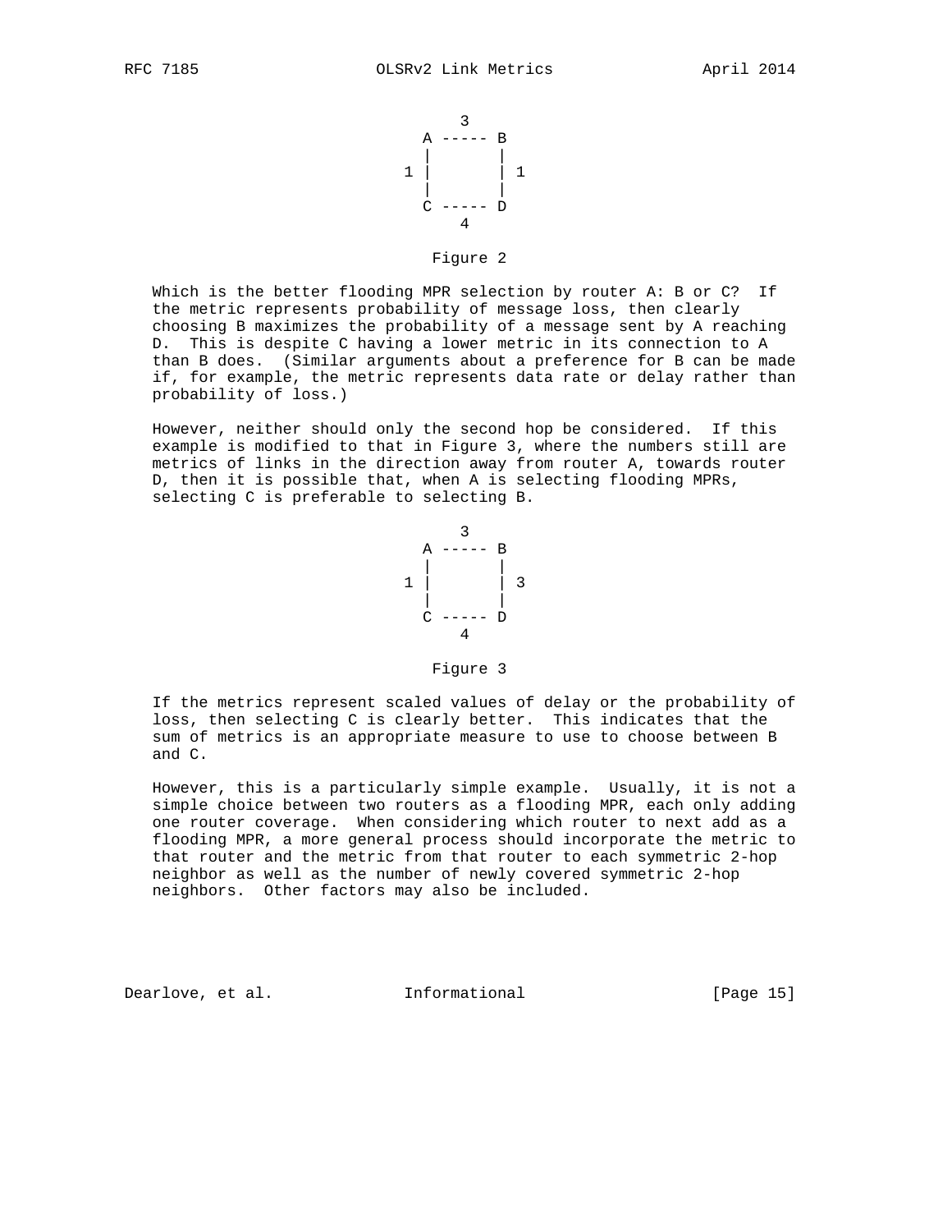```
          3
      A ----- B
      |       |
    1 |       | 1
      |       |
      C ----- D
          4
```

Figure 2

Which is the better flooding MPR selection by router A: B or C? If the metric represents probability of message loss, then clearly choosing B maximizes the probability of a message sent by A reaching D. This is despite C having a lower metric in its connection to A than B does. (Similar arguments about a preference for B can be made if, for example, the metric represents data rate or delay rather than probability of loss.)

However, neither should only the second hop be considered. If this example is modified to that in Figure 3, where the numbers still are metrics of links in the direction away from router A, towards router D, then it is possible that, when A is selecting flooding MPRs, selecting C is preferable to selecting B.

```
          3
      A ----- B
      |       |
    1 |       | 3
      |       |
      C ----- D
          4
```

Figure 3

If the metrics represent scaled values of delay or the probability of loss, then selecting C is clearly better. This indicates that the sum of metrics is an appropriate measure to use to choose between B and C.

However, this is a particularly simple example. Usually, it is not a simple choice between two routers as a flooding MPR, each only adding one router coverage. When considering which router to next add as a flooding MPR, a more general process should incorporate the metric to that router and the metric from that router to each symmetric 2-hop neighbor as well as the number of newly covered symmetric 2-hop neighbors. Other factors may also be included.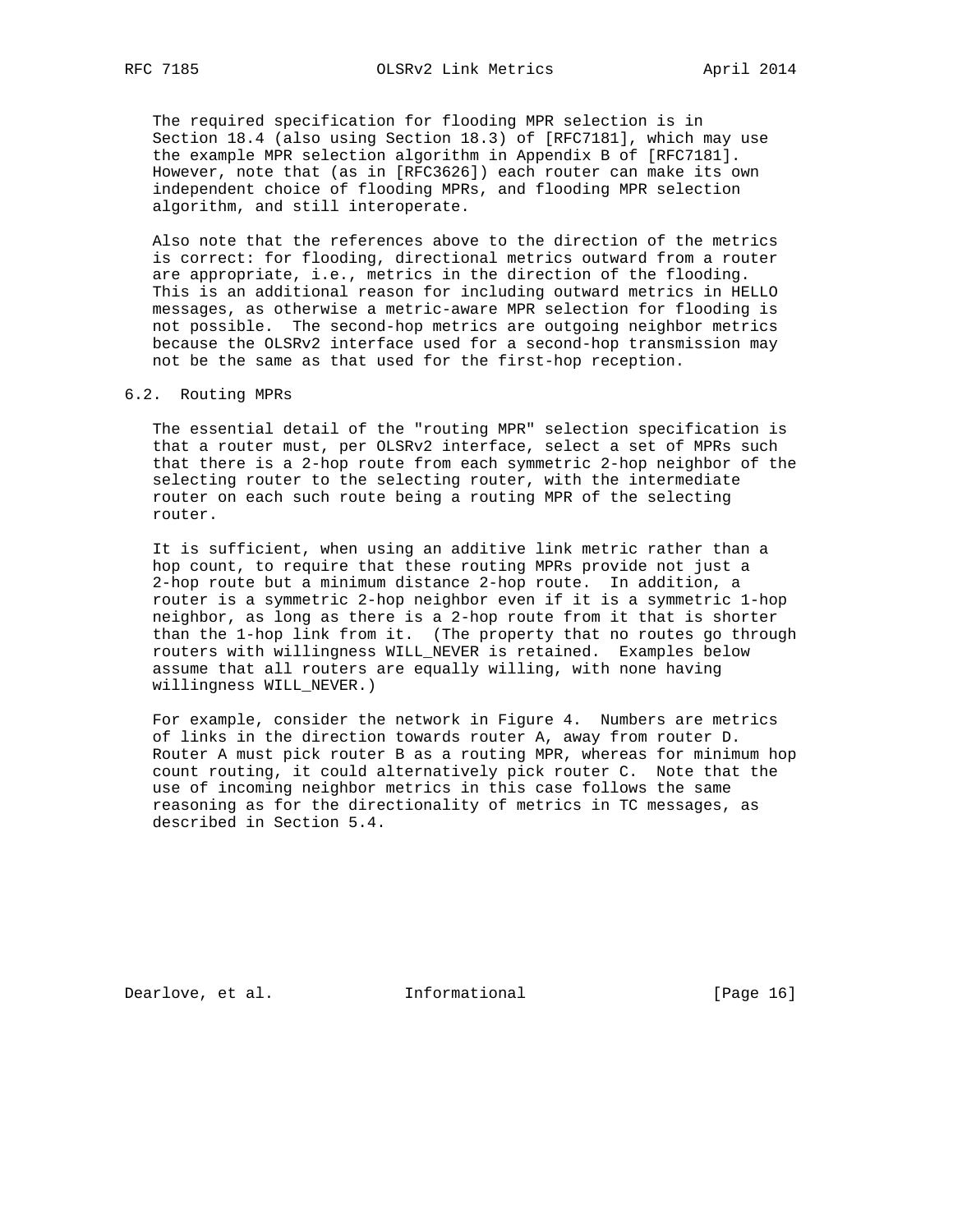The required specification for flooding MPR selection is in Section 18.4 (also using Section 18.3) of [RFC7181], which may use the example MPR selection algorithm in Appendix B of [RFC7181]. However, note that (as in [RFC3626]) each router can make its own independent choice of flooding MPRs, and flooding MPR selection algorithm, and still interoperate.

Also note that the references above to the direction of the metrics is correct: for flooding, directional metrics outward from a router are appropriate, i.e., metrics in the direction of the flooding. This is an additional reason for including outward metrics in HELLO messages, as otherwise a metric-aware MPR selection for flooding is not possible. The second-hop metrics are outgoing neighbor metrics because the OLSRv2 interface used for a second-hop transmission may not be the same as that used for the first-hop reception.

## 6.2. Routing MPRs

The essential detail of the "routing MPR" selection specification is that a router must, per OLSRv2 interface, select a set of MPRs such that there is a 2-hop route from each symmetric 2-hop neighbor of the selecting router to the selecting router, with the intermediate router on each such route being a routing MPR of the selecting router.

It is sufficient, when using an additive link metric rather than a hop count, to require that these routing MPRs provide not just a 2-hop route but a minimum distance 2-hop route. In addition, a router is a symmetric 2-hop neighbor even if it is a symmetric 1-hop neighbor, as long as there is a 2-hop route from it that is shorter than the 1-hop link from it. (The property that no routes go through routers with willingness WILL_NEVER is retained. Examples below assume that all routers are equally willing, with none having willingness WILL_NEVER.)

For example, consider the network in Figure 4. Numbers are metrics of links in the direction towards router A, away from router D. Router A must pick router B as a routing MPR, whereas for minimum hop count routing, it could alternatively pick router C. Note that the use of incoming neighbor metrics in this case follows the same reasoning as for the directionality of metrics in TC messages, as described in Section 5.4.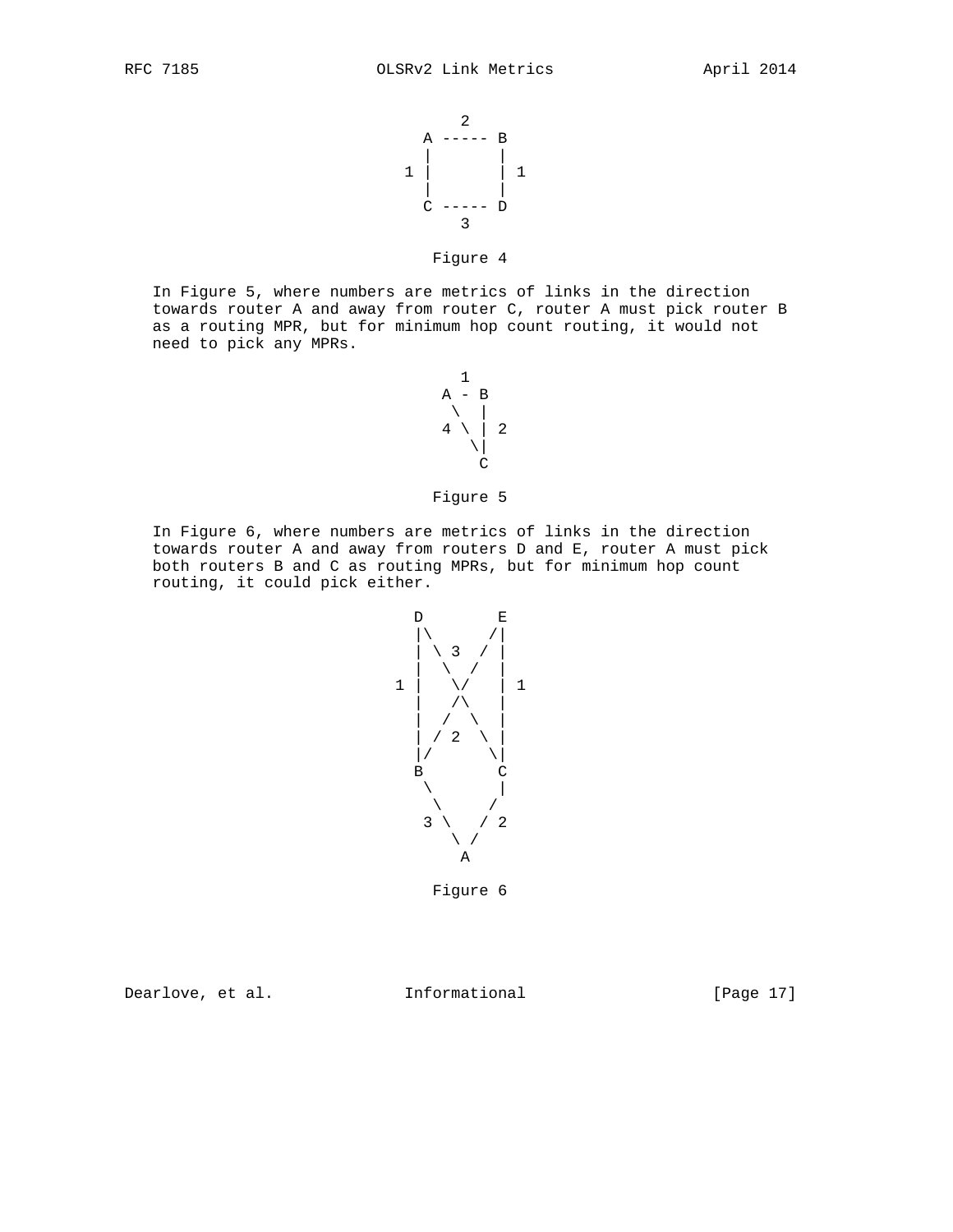```
          2
       A ----- B
       |       |
     1 |       | 1
       |       |
       C ----- D
          3
```

Figure 4

In Figure 5, where numbers are metrics of links in the direction towards router A and away from router C, router A must pick router B as a routing MPR, but for minimum hop count routing, it would not need to pick any MPRs.

```
          1
        A - B
         \  |
        4 \ | 2
           \|
            C
```

Figure 5

In Figure 6, where numbers are metrics of links in the direction towards router A and away from routers D and E, router A must pick both routers B and C as routing MPRs, but for minimum hop count routing, it could pick either.

```
       D        E
       |\      /|
       | \ 3  / |
       |  \  /  |
     1 |   \/   | 1
       |   /\   |
       |  /  \  |
       | / 2  \ |
       |/      \|
       B        C
        \       |
         \     /
        3 \   / 2
           \ /
            A
```

Figure 6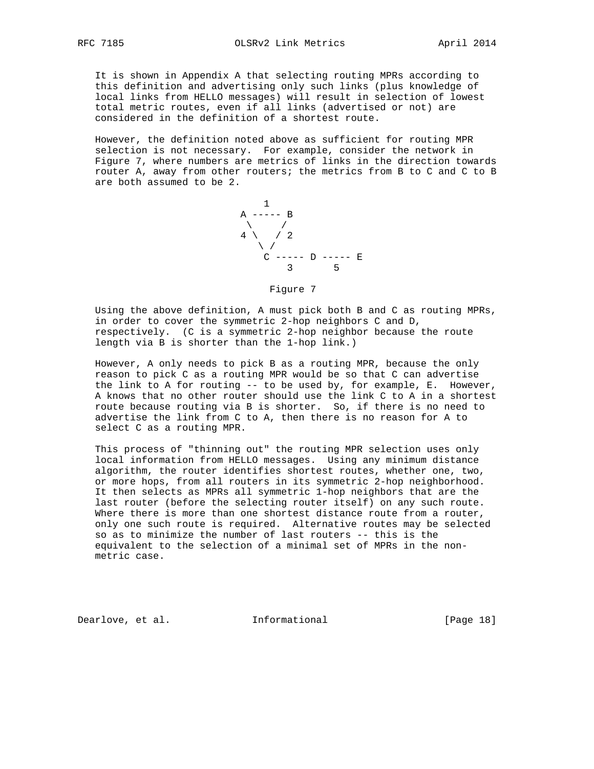It is shown in Appendix A that selecting routing MPRs according to this definition and advertising only such links (plus knowledge of local links from HELLO messages) will result in selection of lowest total metric routes, even if all links (advertised or not) are considered in the definition of a shortest route.

However, the definition noted above as sufficient for routing MPR selection is not necessary. For example, consider the network in Figure 7, where numbers are metrics of links in the direction towards router A, away from other routers; the metrics from B to C and C to B are both assumed to be 2.

```
          1
       A ----- B
        \     /
       4 \   / 2
          \ /
           C ----- D ----- E
               3       5
```

Figure 7

Using the above definition, A must pick both B and C as routing MPRs, in order to cover the symmetric 2-hop neighbors C and D, respectively. (C is a symmetric 2-hop neighbor because the route length via B is shorter than the 1-hop link.)

However, A only needs to pick B as a routing MPR, because the only reason to pick C as a routing MPR would be so that C can advertise the link to A for routing -- to be used by, for example, E. However, A knows that no other router should use the link C to A in a shortest route because routing via B is shorter. So, if there is no need to advertise the link from C to A, then there is no reason for A to select C as a routing MPR.

This process of "thinning out" the routing MPR selection uses only local information from HELLO messages. Using any minimum distance algorithm, the router identifies shortest routes, whether one, two, or more hops, from all routers in its symmetric 2-hop neighborhood. It then selects as MPRs all symmetric 1-hop neighbors that are the last router (before the selecting router itself) on any such route. Where there is more than one shortest distance route from a router, only one such route is required. Alternative routes may be selected so as to minimize the number of last routers -- this is the equivalent to the selection of a minimal set of MPRs in the non-metric case.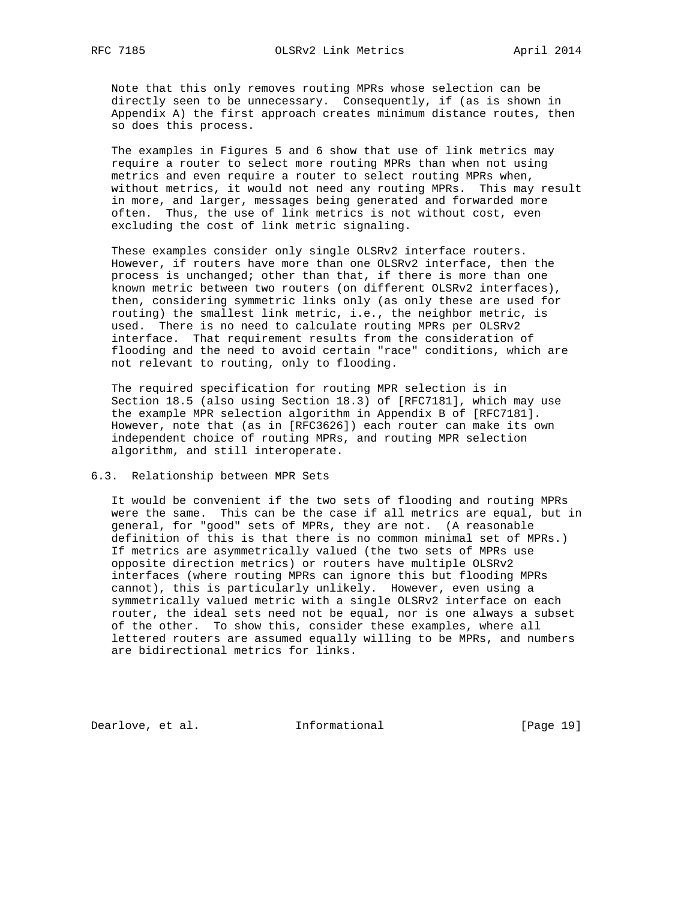Note that this only removes routing MPRs whose selection can be directly seen to be unnecessary. Consequently, if (as is shown in Appendix A) the first approach creates minimum distance routes, then so does this process.

The examples in Figures 5 and 6 show that use of link metrics may require a router to select more routing MPRs than when not using metrics and even require a router to select routing MPRs when, without metrics, it would not need any routing MPRs. This may result in more, and larger, messages being generated and forwarded more often. Thus, the use of link metrics is not without cost, even excluding the cost of link metric signaling.

These examples consider only single OLSRv2 interface routers. However, if routers have more than one OLSRv2 interface, then the process is unchanged; other than that, if there is more than one known metric between two routers (on different OLSRv2 interfaces), then, considering symmetric links only (as only these are used for routing) the smallest link metric, i.e., the neighbor metric, is used. There is no need to calculate routing MPRs per OLSRv2 interface. That requirement results from the consideration of flooding and the need to avoid certain "race" conditions, which are not relevant to routing, only to flooding.

The required specification for routing MPR selection is in Section 18.5 (also using Section 18.3) of [RFC7181], which may use the example MPR selection algorithm in Appendix B of [RFC7181]. However, note that (as in [RFC3626]) each router can make its own independent choice of routing MPRs, and routing MPR selection algorithm, and still interoperate.

## 6.3. Relationship between MPR Sets

It would be convenient if the two sets of flooding and routing MPRs were the same. This can be the case if all metrics are equal, but in general, for "good" sets of MPRs, they are not. (A reasonable definition of this is that there is no common minimal set of MPRs.) If metrics are asymmetrically valued (the two sets of MPRs use opposite direction metrics) or routers have multiple OLSRv2 interfaces (where routing MPRs can ignore this but flooding MPRs cannot), this is particularly unlikely. However, even using a symmetrically valued metric with a single OLSRv2 interface on each router, the ideal sets need not be equal, nor is one always a subset of the other. To show this, consider these examples, where all lettered routers are assumed equally willing to be MPRs, and numbers are bidirectional metrics for links.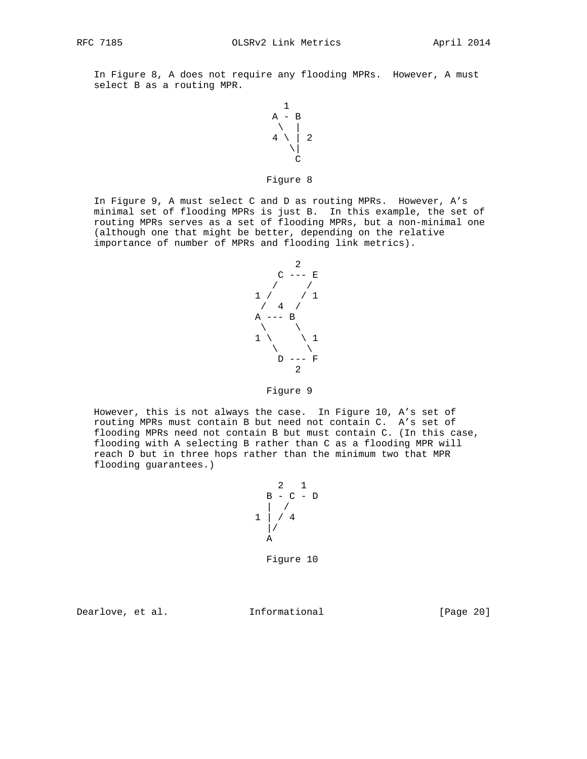In Figure 8, A does not require any flooding MPRs. However, A must select B as a routing MPR.

```
          1
        A - B
         \  |
        4 \ | 2
           \|
            C
```

Figure 8

In Figure 9, A must select C and D as routing MPRs. However, A's minimal set of flooding MPRs is just B. In this example, the set of routing MPRs serves as a set of flooding MPRs, but a non-minimal one (although one that might be better, depending on the relative importance of number of MPRs and flooding link metrics).

```
            2
          C --- E
         /     /
      1 /     / 1
       /  4  /
      A --- B
       \     \
      1 \     \ 1
         \     \
          D --- F
            2
```

Figure 9

However, this is not always the case. In Figure 10, A's set of routing MPRs must contain B but need not contain C. A's set of flooding MPRs need not contain B but must contain C. (In this case, flooding with A selecting B rather than C as a flooding MPR will reach D but in three hops rather than the minimum two that MPR flooding guarantees.)

```
          2   1
        B - C - D
        |  /
      1 | / 4
        |/
        A
```

Figure 10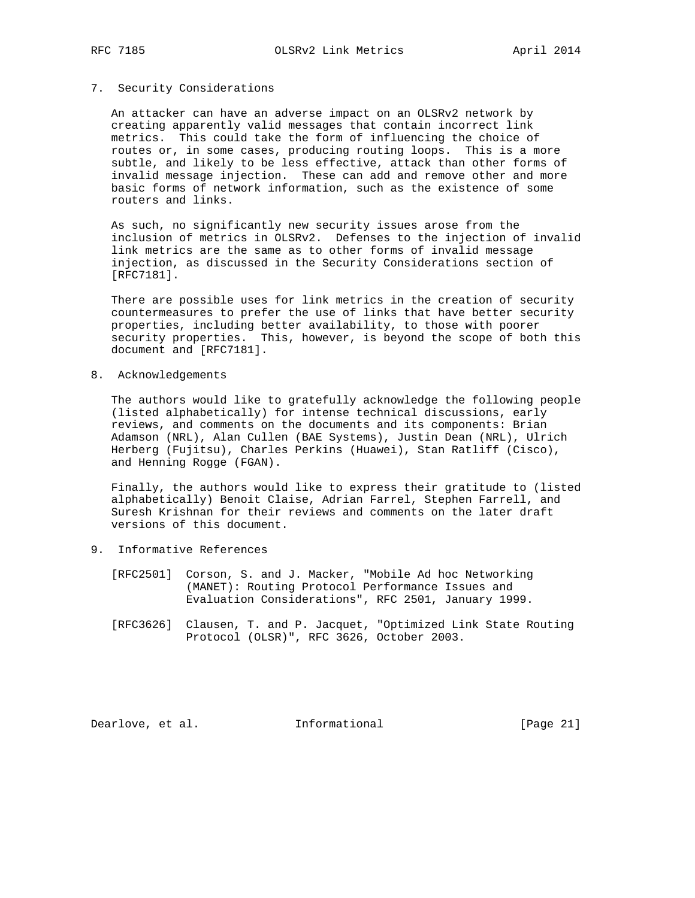## 7. Security Considerations

An attacker can have an adverse impact on an OLSRv2 network by creating apparently valid messages that contain incorrect link metrics. This could take the form of influencing the choice of routes or, in some cases, producing routing loops. This is a more subtle, and likely to be less effective, attack than other forms of invalid message injection. These can add and remove other and more basic forms of network information, such as the existence of some routers and links.

As such, no significantly new security issues arose from the inclusion of metrics in OLSRv2. Defenses to the injection of invalid link metrics are the same as to other forms of invalid message injection, as discussed in the Security Considerations section of [RFC7181].

There are possible uses for link metrics in the creation of security countermeasures to prefer the use of links that have better security properties, including better availability, to those with poorer security properties. This, however, is beyond the scope of both this document and [RFC7181].

## 8. Acknowledgements

The authors would like to gratefully acknowledge the following people (listed alphabetically) for intense technical discussions, early reviews, and comments on the documents and its components: Brian Adamson (NRL), Alan Cullen (BAE Systems), Justin Dean (NRL), Ulrich Herberg (Fujitsu), Charles Perkins (Huawei), Stan Ratliff (Cisco), and Henning Rogge (FGAN).

Finally, the authors would like to express their gratitude to (listed alphabetically) Benoit Claise, Adrian Farrel, Stephen Farrell, and Suresh Krishnan for their reviews and comments on the later draft versions of this document.

## 9. Informative References

[RFC2501] Corson, S. and J. Macker, "Mobile Ad hoc Networking (MANET): Routing Protocol Performance Issues and Evaluation Considerations", RFC 2501, January 1999.

[RFC3626] Clausen, T. and P. Jacquet, "Optimized Link State Routing Protocol (OLSR)", RFC 3626, October 2003.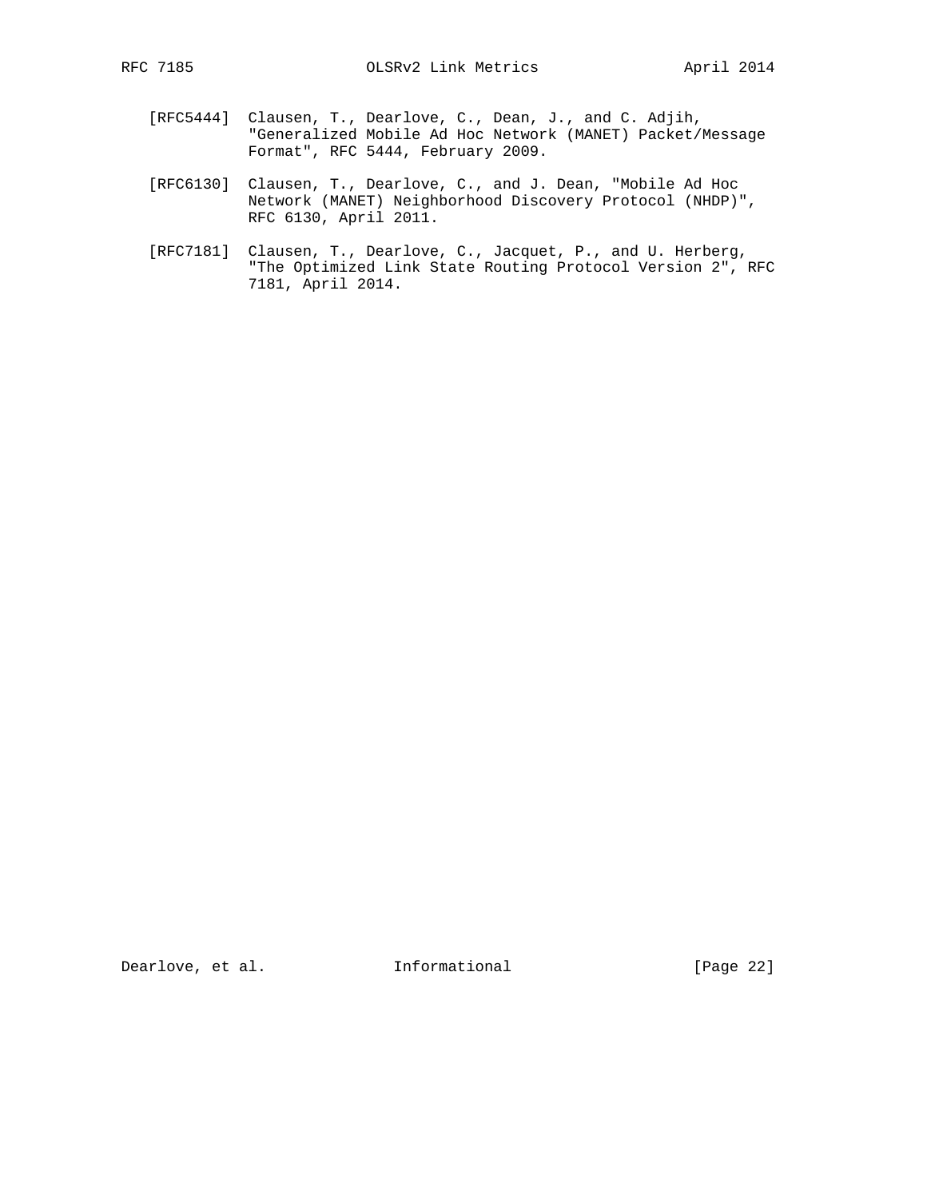[RFC5444] Clausen, T., Dearlove, C., Dean, J., and C. Adjih, "Generalized Mobile Ad Hoc Network (MANET) Packet/Message Format", RFC 5444, February 2009.

[RFC6130] Clausen, T., Dearlove, C., and J. Dean, "Mobile Ad Hoc Network (MANET) Neighborhood Discovery Protocol (NHDP)", RFC 6130, April 2011.

[RFC7181] Clausen, T., Dearlove, C., Jacquet, P., and U. Herberg, "The Optimized Link State Routing Protocol Version 2", RFC 7181, April 2014.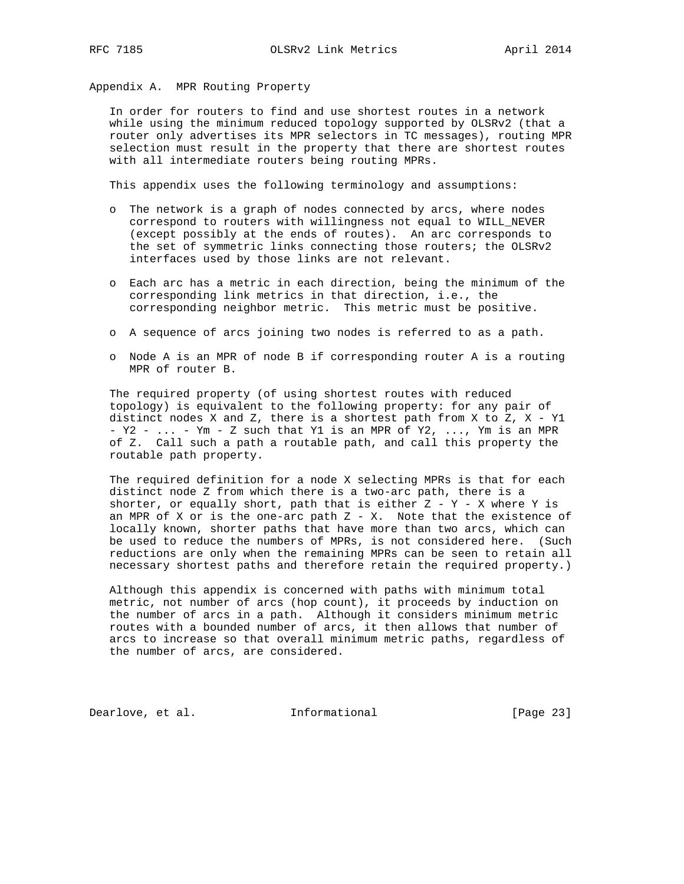## Appendix A. MPR Routing Property

In order for routers to find and use shortest routes in a network while using the minimum reduced topology supported by OLSRv2 (that a router only advertises its MPR selectors in TC messages), routing MPR selection must result in the property that there are shortest routes with all intermediate routers being routing MPRs.

This appendix uses the following terminology and assumptions:

- The network is a graph of nodes connected by arcs, where nodes correspond to routers with willingness not equal to WILL_NEVER (except possibly at the ends of routes). An arc corresponds to the set of symmetric links connecting those routers; the OLSRv2 interfaces used by those links are not relevant.

- Each arc has a metric in each direction, being the minimum of the corresponding link metrics in that direction, i.e., the corresponding neighbor metric. This metric must be positive.

- A sequence of arcs joining two nodes is referred to as a path.

- Node A is an MPR of node B if corresponding router A is a routing MPR of router B.

The required property (of using shortest routes with reduced topology) is equivalent to the following property: for any pair of distinct nodes X and Z, there is a shortest path from X to Z, X - Y1 - Y2 - ... - Ym - Z such that Y1 is an MPR of Y2, ..., Ym is an MPR of Z. Call such a path a routable path, and call this property the routable path property.

The required definition for a node X selecting MPRs is that for each distinct node Z from which there is a two-arc path, there is a shorter, or equally short, path that is either Z - Y - X where Y is an MPR of X or is the one-arc path Z - X. Note that the existence of locally known, shorter paths that have more than two arcs, which can be used to reduce the numbers of MPRs, is not considered here. (Such reductions are only when the remaining MPRs can be seen to retain all necessary shortest paths and therefore retain the required property.)

Although this appendix is concerned with paths with minimum total metric, not number of arcs (hop count), it proceeds by induction on the number of arcs in a path. Although it considers minimum metric routes with a bounded number of arcs, it then allows that number of arcs to increase so that overall minimum metric paths, regardless of the number of arcs, are considered.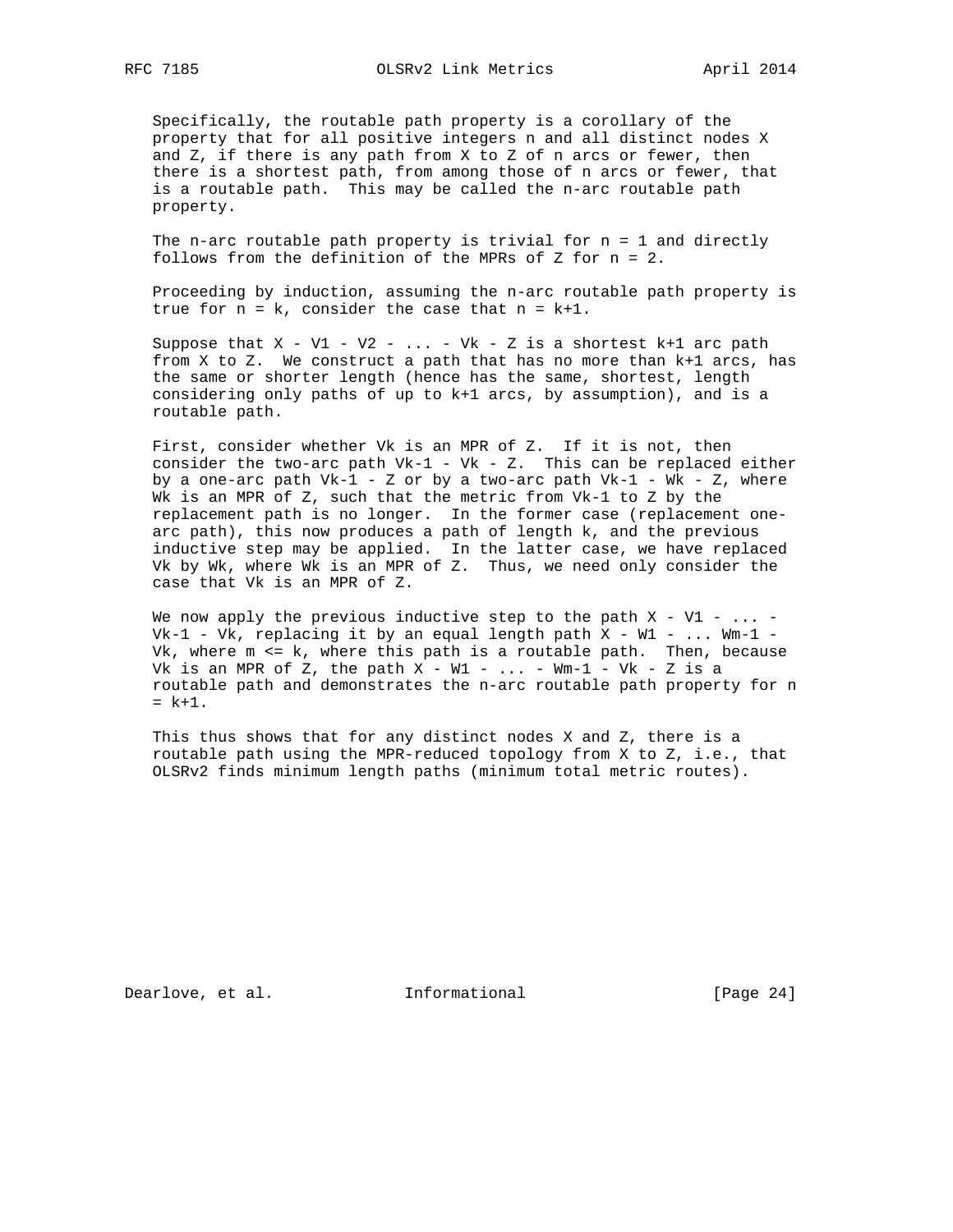Specifically, the routable path property is a corollary of the property that for all positive integers n and all distinct nodes X and Z, if there is any path from X to Z of n arcs or fewer, then there is a shortest path, from among those of n arcs or fewer, that is a routable path. This may be called the n-arc routable path property.

The n-arc routable path property is trivial for n = 1 and directly follows from the definition of the MPRs of Z for n = 2.

Proceeding by induction, assuming the n-arc routable path property is true for n = k, consider the case that n = k+1.

Suppose that X - V1 - V2 - ... - Vk - Z is a shortest k+1 arc path from X to Z. We construct a path that has no more than k+1 arcs, has the same or shorter length (hence has the same, shortest, length considering only paths of up to k+1 arcs, by assumption), and is a routable path.

First, consider whether Vk is an MPR of Z. If it is not, then consider the two-arc path Vk-1 - Vk - Z. This can be replaced either by a one-arc path Vk-1 - Z or by a two-arc path Vk-1 - Wk - Z, where Wk is an MPR of Z, such that the metric from Vk-1 to Z by the replacement path is no longer. In the former case (replacement one-arc path), this now produces a path of length k, and the previous inductive step may be applied. In the latter case, we have replaced Vk by Wk, where Wk is an MPR of Z. Thus, we need only consider the case that Vk is an MPR of Z.

We now apply the previous inductive step to the path X - V1 - ... - Vk-1 - Vk, replacing it by an equal length path X - W1 - ... Wm-1 - Vk, where m <= k, where this path is a routable path. Then, because Vk is an MPR of Z, the path X - W1 - ... - Wm-1 - Vk - Z is a routable path and demonstrates the n-arc routable path property for n = k+1.

This thus shows that for any distinct nodes X and Z, there is a routable path using the MPR-reduced topology from X to Z, i.e., that OLSRv2 finds minimum length paths (minimum total metric routes).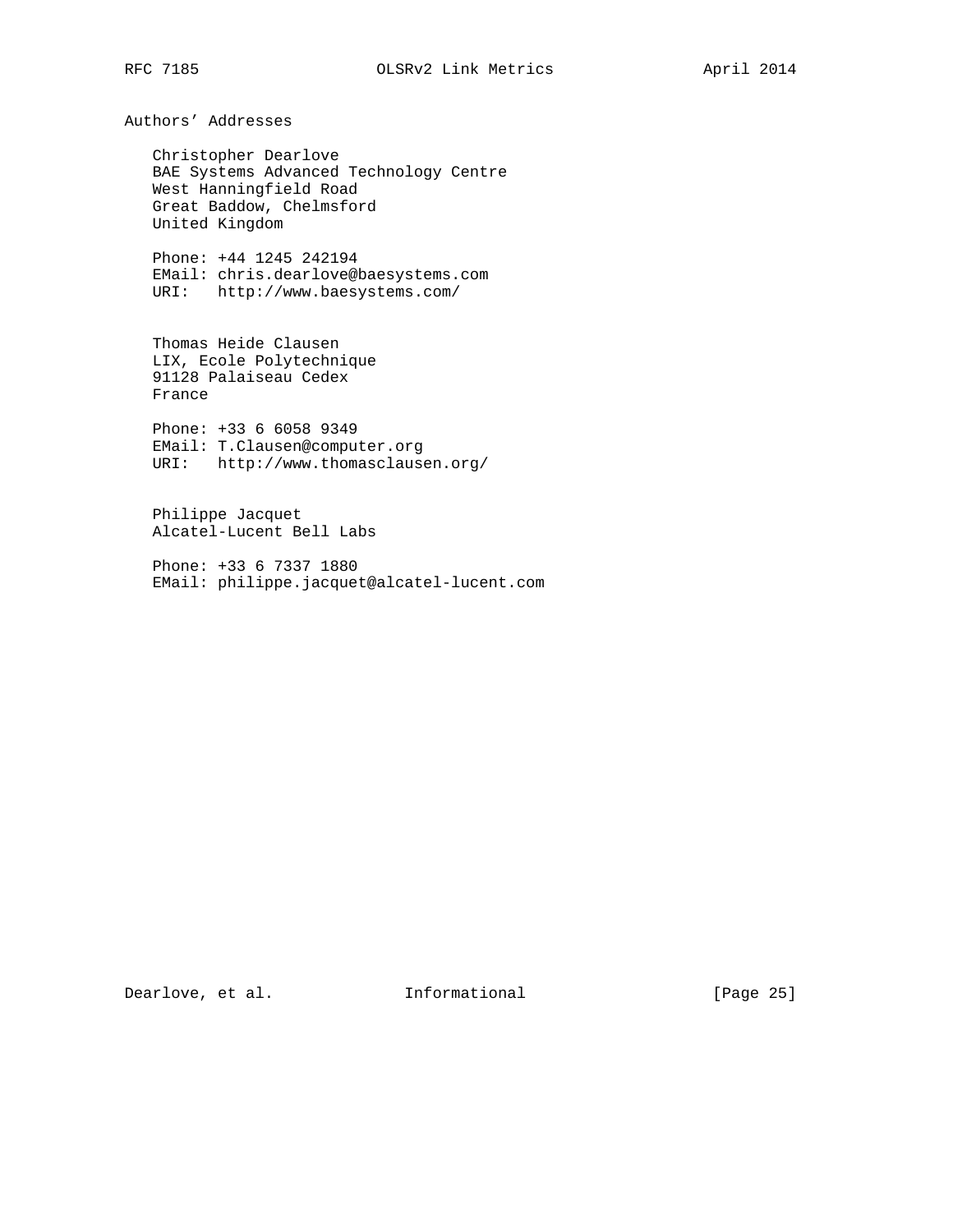## Authors' Addresses

Christopher Dearlove
BAE Systems Advanced Technology Centre
West Hanningfield Road
Great Baddow, Chelmsford
United Kingdom

Phone: +44 1245 242194
EMail: chris.dearlove@baesystems.com
URI:   http://www.baesystems.com/

Thomas Heide Clausen
LIX, Ecole Polytechnique
91128 Palaiseau Cedex
France

Phone: +33 6 6058 9349
EMail: T.Clausen@computer.org
URI:   http://www.thomasclausen.org/

Philippe Jacquet
Alcatel-Lucent Bell Labs

Phone: +33 6 7337 1880
EMail: philippe.jacquet@alcatel-lucent.com